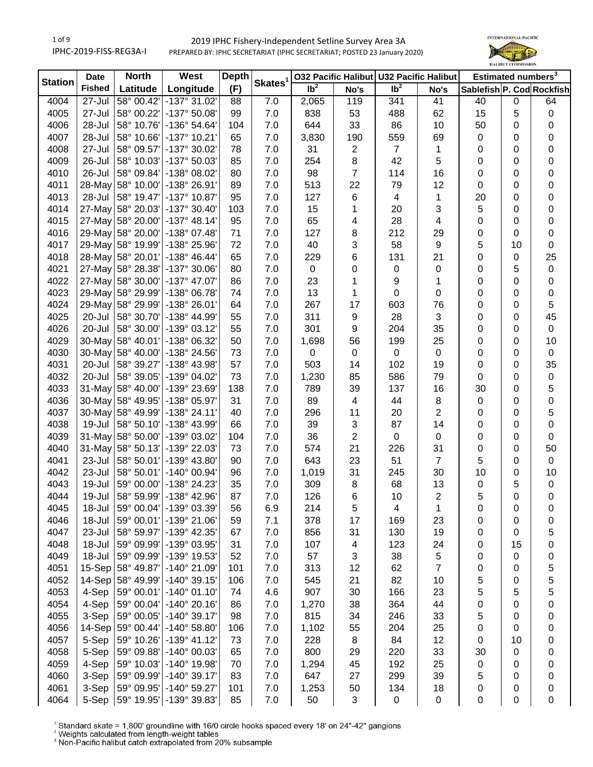# 2019 IPHC Fishery-Independent Setline Survey Area 3A

IPHC-2019-FISS-REG3A-I

PREPARED BY: IPHC SECRETARIAT (IPHC SECRETARIAT; POSTED 23 January 2020)

| Station | Date Fished | North Latitude | West Longitude | Depth (F) | Skates[1] | O32 Pacific Halibut lb[2] | O32 Pacific Halibut No's | U32 Pacific Halibut lb[2] | U32 Pacific Halibut No's | Estimated numbers[3] Sablefish | Estimated numbers[3] P. Cod | Estimated numbers[3] Rockfish |
|---|---|---|---|---|---|---|---|---|---|---|---|---|
| 4004 | 27-Jul | 58° 00.42' | -137° 31.02' | 88 | 7.0 | 2,065 | 119 | 341 | 41 | 40 | 0 | 64 |
| 4005 | 27-Jul | 58° 00.22' | -137° 50.08' | 99 | 7.0 | 838 | 53 | 488 | 62 | 15 | 5 | 0 |
| 4006 | 28-Jul | 58° 10.76' | -136° 54.64' | 104 | 7.0 | 644 | 33 | 86 | 10 | 50 | 0 | 0 |
| 4007 | 28-Jul | 58° 10.66' | -137° 10.21' | 65 | 7.0 | 3,830 | 190 | 559 | 69 | 0 | 0 | 0 |
| 4008 | 27-Jul | 58° 09.57' | -137° 30.02' | 78 | 7.0 | 31 | 2 | 7 | 1 | 0 | 0 | 0 |
| 4009 | 26-Jul | 58° 10.03' | -137° 50.03' | 85 | 7.0 | 254 | 8 | 42 | 5 | 0 | 0 | 0 |
| 4010 | 26-Jul | 58° 09.84' | -138° 08.02' | 80 | 7.0 | 98 | 7 | 114 | 16 | 0 | 0 | 0 |
| 4011 | 28-May | 58° 10.00' | -138° 26.91' | 89 | 7.0 | 513 | 22 | 79 | 12 | 0 | 0 | 0 |
| 4013 | 28-Jul | 58° 19.47' | -137° 10.87' | 95 | 7.0 | 127 | 6 | 4 | 1 | 20 | 0 | 0 |
| 4014 | 27-May | 58° 20.03' | -137° 30.40' | 103 | 7.0 | 15 | 1 | 20 | 3 | 5 | 0 | 0 |
| 4015 | 27-May | 58° 20.00' | -137° 48.14' | 95 | 7.0 | 65 | 4 | 28 | 4 | 0 | 0 | 0 |
| 4016 | 29-May | 58° 20.00' | -138° 07.48' | 71 | 7.0 | 127 | 8 | 212 | 29 | 0 | 0 | 0 |
| 4017 | 29-May | 58° 19.99' | -138° 25.96' | 72 | 7.0 | 40 | 3 | 58 | 9 | 5 | 10 | 0 |
| 4018 | 28-May | 58° 20.01' | -138° 46.44' | 65 | 7.0 | 229 | 6 | 131 | 21 | 0 | 0 | 25 |
| 4021 | 27-May | 58° 28.38' | -137° 30.06' | 80 | 7.0 | 0 | 0 | 0 | 0 | 0 | 5 | 0 |
| 4022 | 27-May | 58° 30.00' | -137° 47.07' | 86 | 7.0 | 23 | 1 | 9 | 1 | 0 | 0 | 0 |
| 4023 | 29-May | 58° 29.99' | -138° 06.78' | 74 | 7.0 | 13 | 1 | 0 | 0 | 0 | 0 | 0 |
| 4024 | 29-May | 58° 29.99' | -138° 26.01' | 64 | 7.0 | 267 | 17 | 603 | 76 | 0 | 0 | 5 |
| 4025 | 20-Jul | 58° 30.70' | -138° 44.99' | 55 | 7.0 | 311 | 9 | 28 | 3 | 0 | 0 | 45 |
| 4026 | 20-Jul | 58° 30.00' | -139° 03.12' | 55 | 7.0 | 301 | 9 | 204 | 35 | 0 | 0 | 0 |
| 4029 | 30-May | 58° 40.01' | -138° 06.32' | 50 | 7.0 | 1,698 | 56 | 199 | 25 | 0 | 0 | 10 |
| 4030 | 30-May | 58° 40.00' | -138° 24.56' | 73 | 7.0 | 0 | 0 | 0 | 0 | 0 | 0 | 0 |
| 4031 | 20-Jul | 58° 39.27' | -138° 43.98' | 57 | 7.0 | 503 | 14 | 102 | 19 | 0 | 0 | 35 |
| 4032 | 20-Jul | 58° 39.05' | -139° 04.02' | 73 | 7.0 | 1,230 | 85 | 586 | 79 | 0 | 0 | 0 |
| 4033 | 31-May | 58° 40.00' | -139° 23.69' | 138 | 7.0 | 789 | 39 | 137 | 16 | 30 | 0 | 5 |
| 4036 | 30-May | 58° 49.95' | -138° 05.97' | 31 | 7.0 | 89 | 4 | 44 | 8 | 0 | 0 | 0 |
| 4037 | 30-May | 58° 49.99' | -138° 24.11' | 40 | 7.0 | 296 | 11 | 20 | 2 | 0 | 0 | 5 |
| 4038 | 19-Jul | 58° 50.10' | -138° 43.99' | 66 | 7.0 | 39 | 3 | 87 | 14 | 0 | 0 | 0 |
| 4039 | 31-May | 58° 50.00' | -139° 03.02' | 104 | 7.0 | 36 | 2 | 0 | 0 | 0 | 0 | 0 |
| 4040 | 31-May | 58° 50.13' | -139° 22.03' | 73 | 7.0 | 574 | 21 | 226 | 31 | 0 | 0 | 50 |
| 4041 | 23-Jul | 58° 50.01' | -139° 43.80' | 90 | 7.0 | 643 | 23 | 51 | 7 | 5 | 0 | 0 |
| 4042 | 23-Jul | 58° 50.01' | -140° 00.94' | 96 | 7.0 | 1,019 | 31 | 245 | 30 | 10 | 0 | 10 |
| 4043 | 19-Jul | 59° 00.00' | -138° 24.23' | 35 | 7.0 | 309 | 8 | 68 | 13 | 0 | 5 | 0 |
| 4044 | 19-Jul | 58° 59.99' | -138° 42.96' | 87 | 7.0 | 126 | 6 | 10 | 2 | 5 | 0 | 0 |
| 4045 | 18-Jul | 59° 00.04' | -139° 03.39' | 56 | 6.9 | 214 | 5 | 4 | 1 | 0 | 0 | 0 |
| 4046 | 18-Jul | 59° 00.01' | -139° 21.06' | 59 | 7.1 | 378 | 17 | 169 | 23 | 0 | 0 | 0 |
| 4047 | 23-Jul | 58° 59.97' | -139° 42.35' | 67 | 7.0 | 856 | 31 | 130 | 19 | 0 | 0 | 5 |
| 4048 | 18-Jul | 59° 09.99' | -139° 03.95' | 31 | 7.0 | 107 | 4 | 123 | 24 | 0 | 15 | 0 |
| 4049 | 18-Jul | 59° 09.99' | -139° 19.53' | 52 | 7.0 | 57 | 3 | 38 | 5 | 0 | 0 | 0 |
| 4051 | 15-Sep | 58° 49.87' | -140° 21.09' | 101 | 7.0 | 313 | 12 | 62 | 7 | 0 | 0 | 5 |
| 4052 | 14-Sep | 58° 49.99' | -140° 39.15' | 106 | 7.0 | 545 | 21 | 82 | 10 | 5 | 0 | 5 |
| 4053 | 4-Sep | 59° 00.01' | -140° 01.10' | 74 | 4.6 | 907 | 30 | 166 | 23 | 5 | 5 | 5 |
| 4054 | 4-Sep | 59° 00.04' | -140° 20.16' | 86 | 7.0 | 1,270 | 38 | 364 | 44 | 0 | 0 | 0 |
| 4055 | 3-Sep | 59° 00.05' | -140° 39.17' | 98 | 7.0 | 815 | 34 | 246 | 33 | 5 | 0 | 0 |
| 4056 | 14-Sep | 59° 00.44' | -140° 58.80' | 106 | 7.0 | 1,102 | 55 | 204 | 25 | 0 | 0 | 0 |
| 4057 | 5-Sep | 59° 10.26' | -139° 41.12' | 73 | 7.0 | 228 | 8 | 84 | 12 | 0 | 10 | 0 |
| 4058 | 5-Sep | 59° 09.88' | -140° 00.03' | 65 | 7.0 | 800 | 29 | 220 | 33 | 30 | 0 | 0 |
| 4059 | 4-Sep | 59° 10.03' | -140° 19.98' | 70 | 7.0 | 1,294 | 45 | 192 | 25 | 0 | 0 | 0 |
| 4060 | 3-Sep | 59° 09.99' | -140° 39.17' | 83 | 7.0 | 647 | 27 | 299 | 39 | 5 | 0 | 0 |
| 4061 | 3-Sep | 59° 09.95' | -140° 59.27' | 101 | 7.0 | 1,253 | 50 | 134 | 18 | 0 | 0 | 0 |
| 4064 | 5-Sep | 59° 19.95' | -139° 39.83' | 85 | 7.0 | 50 | 3 | 0 | 0 | 0 | 0 | 0 |

[1] Standard skate = 1,800' groundline with 16/0 circle hooks spaced every 18' on 24"-42" gangions

[2] Weights calculated from length-weight tables

[3] Non-Pacific halibut catch extrapolated from 20% subsample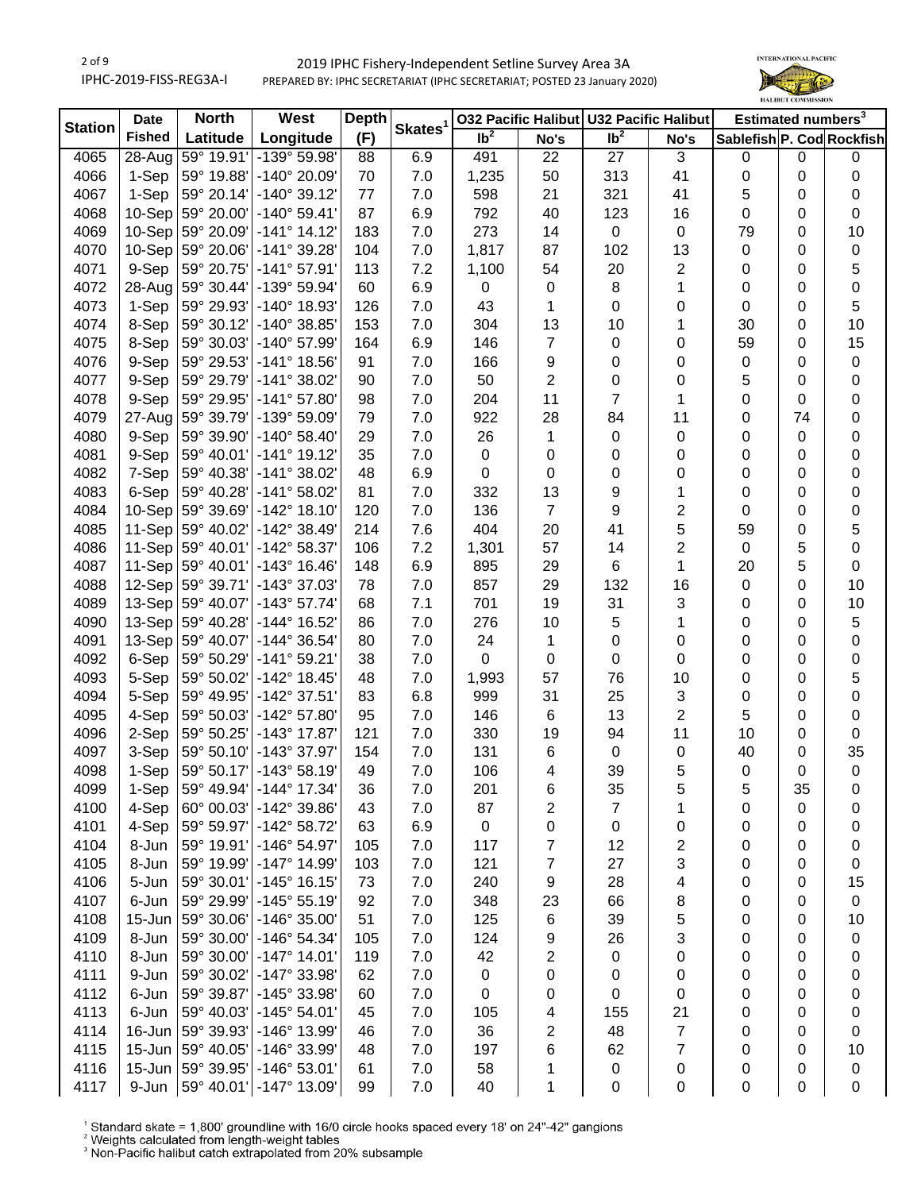| Station | Date Fished | North Latitude | West Longitude | Depth (F) | Skates[1] | O32 Pacific Halibut | | U32 Pacific Halibut | | Estimated numbers[3] | | |
|---|---|---|---|---|---|---|---|---|---|---|---|---|
| | | | | | | lb[2] | No's | lb[2] | No's | Sablefish | P. Cod | Rockfish |
| 4065 | 28-Aug | 59° 19.91' | -139° 59.98' | 88 | 6.9 | 491 | 22 | 27 | 3 | 0 | 0 | 0 |
| 4066 | 1-Sep | 59° 19.88' | -140° 20.09' | 70 | 7.0 | 1,235 | 50 | 313 | 41 | 0 | 0 | 0 |
| 4067 | 1-Sep | 59° 20.14' | -140° 39.12' | 77 | 7.0 | 598 | 21 | 321 | 41 | 5 | 0 | 0 |
| 4068 | 10-Sep | 59° 20.00' | -140° 59.41' | 87 | 6.9 | 792 | 40 | 123 | 16 | 0 | 0 | 0 |
| 4069 | 10-Sep | 59° 20.09' | -141° 14.12' | 183 | 7.0 | 273 | 14 | 0 | 0 | 79 | 0 | 10 |
| 4070 | 10-Sep | 59° 20.06' | -141° 39.28' | 104 | 7.0 | 1,817 | 87 | 102 | 13 | 0 | 0 | 0 |
| 4071 | 9-Sep | 59° 20.75' | -141° 57.91' | 113 | 7.2 | 1,100 | 54 | 20 | 2 | 0 | 0 | 5 |
| 4072 | 28-Aug | 59° 30.44' | -139° 59.94' | 60 | 6.9 | 0 | 0 | 8 | 1 | 0 | 0 | 0 |
| 4073 | 1-Sep | 59° 29.93' | -140° 18.93' | 126 | 7.0 | 43 | 1 | 0 | 0 | 0 | 0 | 5 |
| 4074 | 8-Sep | 59° 30.12' | -140° 38.85' | 153 | 7.0 | 304 | 13 | 10 | 1 | 30 | 0 | 10 |
| 4075 | 8-Sep | 59° 30.03' | -140° 57.99' | 164 | 6.9 | 146 | 7 | 0 | 0 | 59 | 0 | 15 |
| 4076 | 9-Sep | 59° 29.53' | -141° 18.56' | 91 | 7.0 | 166 | 9 | 0 | 0 | 0 | 0 | 0 |
| 4077 | 9-Sep | 59° 29.79' | -141° 38.02' | 90 | 7.0 | 50 | 2 | 0 | 0 | 5 | 0 | 0 |
| 4078 | 9-Sep | 59° 29.95' | -141° 57.80' | 98 | 7.0 | 204 | 11 | 7 | 1 | 0 | 0 | 0 |
| 4079 | 27-Aug | 59° 39.79' | -139° 59.09' | 79 | 7.0 | 922 | 28 | 84 | 11 | 0 | 74 | 0 |
| 4080 | 9-Sep | 59° 39.90' | -140° 58.40' | 29 | 7.0 | 26 | 1 | 0 | 0 | 0 | 0 | 0 |
| 4081 | 9-Sep | 59° 40.01' | -141° 19.12' | 35 | 7.0 | 0 | 0 | 0 | 0 | 0 | 0 | 0 |
| 4082 | 7-Sep | 59° 40.38' | -141° 38.02' | 48 | 6.9 | 0 | 0 | 0 | 0 | 0 | 0 | 0 |
| 4083 | 6-Sep | 59° 40.28' | -141° 58.02' | 81 | 7.0 | 332 | 13 | 9 | 1 | 0 | 0 | 0 |
| 4084 | 10-Sep | 59° 39.69' | -142° 18.10' | 120 | 7.0 | 136 | 7 | 9 | 2 | 0 | 0 | 0 |
| 4085 | 11-Sep | 59° 40.02' | -142° 38.49' | 214 | 7.6 | 404 | 20 | 41 | 5 | 59 | 0 | 5 |
| 4086 | 11-Sep | 59° 40.01' | -142° 58.37' | 106 | 7.2 | 1,301 | 57 | 14 | 2 | 0 | 5 | 0 |
| 4087 | 11-Sep | 59° 40.01' | -143° 16.46' | 148 | 6.9 | 895 | 29 | 6 | 1 | 20 | 5 | 0 |
| 4088 | 12-Sep | 59° 39.71' | -143° 37.03' | 78 | 7.0 | 857 | 29 | 132 | 16 | 0 | 0 | 10 |
| 4089 | 13-Sep | 59° 40.07' | -143° 57.74' | 68 | 7.1 | 701 | 19 | 31 | 3 | 0 | 0 | 10 |
| 4090 | 13-Sep | 59° 40.28' | -144° 16.52' | 86 | 7.0 | 276 | 10 | 5 | 1 | 0 | 0 | 5 |
| 4091 | 13-Sep | 59° 40.07' | -144° 36.54' | 80 | 7.0 | 24 | 1 | 0 | 0 | 0 | 0 | 0 |
| 4092 | 6-Sep | 59° 50.29' | -141° 59.21' | 38 | 7.0 | 0 | 0 | 0 | 0 | 0 | 0 | 0 |
| 4093 | 5-Sep | 59° 50.02' | -142° 18.45' | 48 | 7.0 | 1,993 | 57 | 76 | 10 | 0 | 0 | 5 |
| 4094 | 5-Sep | 59° 49.95' | -142° 37.51' | 83 | 6.8 | 999 | 31 | 25 | 3 | 0 | 0 | 0 |
| 4095 | 4-Sep | 59° 50.03' | -142° 57.80' | 95 | 7.0 | 146 | 6 | 13 | 2 | 5 | 0 | 0 |
| 4096 | 2-Sep | 59° 50.25' | -143° 17.87' | 121 | 7.0 | 330 | 19 | 94 | 11 | 10 | 0 | 0 |
| 4097 | 3-Sep | 59° 50.10' | -143° 37.97' | 154 | 7.0 | 131 | 6 | 0 | 0 | 40 | 0 | 35 |
| 4098 | 1-Sep | 59° 50.17' | -143° 58.19' | 49 | 7.0 | 106 | 4 | 39 | 5 | 0 | 0 | 0 |
| 4099 | 1-Sep | 59° 49.94' | -144° 17.34' | 36 | 7.0 | 201 | 6 | 35 | 5 | 5 | 35 | 0 |
| 4100 | 4-Sep | 60° 00.03' | -142° 39.86' | 43 | 7.0 | 87 | 2 | 7 | 1 | 0 | 0 | 0 |
| 4101 | 4-Sep | 59° 59.97' | -142° 58.72' | 63 | 6.9 | 0 | 0 | 0 | 0 | 0 | 0 | 0 |
| 4104 | 8-Jun | 59° 19.91' | -146° 54.97' | 105 | 7.0 | 117 | 7 | 12 | 2 | 0 | 0 | 0 |
| 4105 | 8-Jun | 59° 19.99' | -147° 14.99' | 103 | 7.0 | 121 | 7 | 27 | 3 | 0 | 0 | 0 |
| 4106 | 5-Jun | 59° 30.01' | -145° 16.15' | 73 | 7.0 | 240 | 9 | 28 | 4 | 0 | 0 | 15 |
| 4107 | 6-Jun | 59° 29.99' | -145° 55.19' | 92 | 7.0 | 348 | 23 | 66 | 8 | 0 | 0 | 0 |
| 4108 | 15-Jun | 59° 30.06' | -146° 35.00' | 51 | 7.0 | 125 | 6 | 39 | 5 | 0 | 0 | 10 |
| 4109 | 8-Jun | 59° 30.00' | -146° 54.34' | 105 | 7.0 | 124 | 9 | 26 | 3 | 0 | 0 | 0 |
| 4110 | 8-Jun | 59° 30.00' | -147° 14.01' | 119 | 7.0 | 42 | 2 | 0 | 0 | 0 | 0 | 0 |
| 4111 | 9-Jun | 59° 30.02' | -147° 33.98' | 62 | 7.0 | 0 | 0 | 0 | 0 | 0 | 0 | 0 |
| 4112 | 6-Jun | 59° 39.87' | -145° 33.98' | 60 | 7.0 | 0 | 0 | 0 | 0 | 0 | 0 | 0 |
| 4113 | 6-Jun | 59° 40.03' | -145° 54.01' | 45 | 7.0 | 105 | 4 | 155 | 21 | 0 | 0 | 0 |
| 4114 | 16-Jun | 59° 39.93' | -146° 13.99' | 46 | 7.0 | 36 | 2 | 48 | 7 | 0 | 0 | 0 |
| 4115 | 15-Jun | 59° 40.05' | -146° 33.99' | 48 | 7.0 | 197 | 6 | 62 | 7 | 0 | 0 | 10 |
| 4116 | 15-Jun | 59° 39.95' | -146° 53.01' | 61 | 7.0 | 58 | 1 | 0 | 0 | 0 | 0 | 0 |
| 4117 | 9-Jun | 59° 40.01' | -147° 13.09' | 99 | 7.0 | 40 | 1 | 0 | 0 | 0 | 0 | 0 |

[1] Standard skate = 1,800' groundline with 16/0 circle hooks spaced every 18' on 24"-42" gangions
[2] Weights calculated from length-weight tables
[3] Non-Pacific halibut catch extrapolated from 20% subsample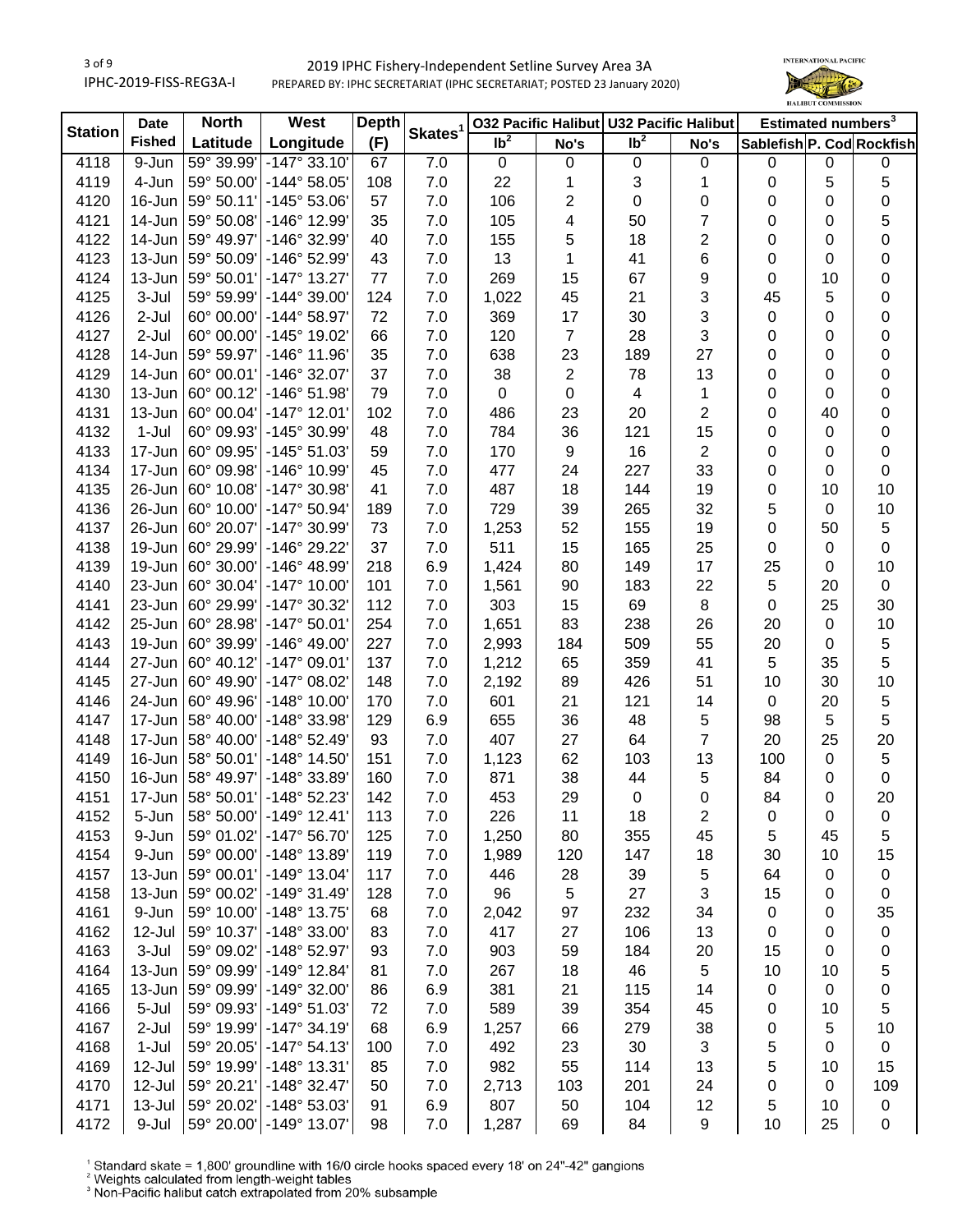2019 IPHC Fishery-Independent Setline Survey Area 3A

PREPARED BY: IPHC SECRETARIAT (IPHC SECRETARIAT; POSTED 23 January 2020)

IPHC-2019-FISS-REG3A-I

| Station | Date Fished | North Latitude | West Longitude | Depth (F) | Skates[1] | O32 Pacific Halibut | | U32 Pacific Halibut | | Estimated numbers[3] | | |
|---|---|---|---|---|---|---|---|---|---|---|---|---|
| | | | | | | lb[2] | No's | lb[2] | No's | Sablefish | P. Cod | Rockfish |
| 4118 | 9-Jun | 59° 39.99' | -147° 33.10' | 67 | 7.0 | 0 | 0 | 0 | 0 | 0 | 0 | 0 |
| 4119 | 4-Jun | 59° 50.00' | -144° 58.05' | 108 | 7.0 | 22 | 1 | 3 | 1 | 0 | 5 | 5 |
| 4120 | 16-Jun | 59° 50.11' | -145° 53.06' | 57 | 7.0 | 106 | 2 | 0 | 0 | 0 | 0 | 0 |
| 4121 | 14-Jun | 59° 50.08' | -146° 12.99' | 35 | 7.0 | 105 | 4 | 50 | 7 | 0 | 0 | 5 |
| 4122 | 14-Jun | 59° 49.97' | -146° 32.99' | 40 | 7.0 | 155 | 5 | 18 | 2 | 0 | 0 | 0 |
| 4123 | 13-Jun | 59° 50.09' | -146° 52.99' | 43 | 7.0 | 13 | 1 | 41 | 6 | 0 | 0 | 0 |
| 4124 | 13-Jun | 59° 50.01' | -147° 13.27' | 77 | 7.0 | 269 | 15 | 67 | 9 | 0 | 10 | 0 |
| 4125 | 3-Jul | 59° 59.99' | -144° 39.00' | 124 | 7.0 | 1,022 | 45 | 21 | 3 | 45 | 5 | 0 |
| 4126 | 2-Jul | 60° 00.00' | -144° 58.97' | 72 | 7.0 | 369 | 17 | 30 | 3 | 0 | 0 | 0 |
| 4127 | 2-Jul | 60° 00.00' | -145° 19.02' | 66 | 7.0 | 120 | 7 | 28 | 3 | 0 | 0 | 0 |
| 4128 | 14-Jun | 59° 59.97' | -146° 11.96' | 35 | 7.0 | 638 | 23 | 189 | 27 | 0 | 0 | 0 |
| 4129 | 14-Jun | 60° 00.01' | -146° 32.07' | 37 | 7.0 | 38 | 2 | 78 | 13 | 0 | 0 | 0 |
| 4130 | 13-Jun | 60° 00.12' | -146° 51.98' | 79 | 7.0 | 0 | 0 | 4 | 1 | 0 | 0 | 0 |
| 4131 | 13-Jun | 60° 00.04' | -147° 12.01' | 102 | 7.0 | 486 | 23 | 20 | 2 | 0 | 40 | 0 |
| 4132 | 1-Jul | 60° 09.93' | -145° 30.99' | 48 | 7.0 | 784 | 36 | 121 | 15 | 0 | 0 | 0 |
| 4133 | 17-Jun | 60° 09.95' | -145° 51.03' | 59 | 7.0 | 170 | 9 | 16 | 2 | 0 | 0 | 0 |
| 4134 | 17-Jun | 60° 09.98' | -146° 10.99' | 45 | 7.0 | 477 | 24 | 227 | 33 | 0 | 0 | 0 |
| 4135 | 26-Jun | 60° 10.08' | -147° 30.98' | 41 | 7.0 | 487 | 18 | 144 | 19 | 0 | 10 | 10 |
| 4136 | 26-Jun | 60° 10.00' | -147° 50.94' | 189 | 7.0 | 729 | 39 | 265 | 32 | 5 | 0 | 10 |
| 4137 | 26-Jun | 60° 20.07' | -147° 30.99' | 73 | 7.0 | 1,253 | 52 | 155 | 19 | 0 | 50 | 5 |
| 4138 | 19-Jun | 60° 29.99' | -146° 29.22' | 37 | 7.0 | 511 | 15 | 165 | 25 | 0 | 0 | 0 |
| 4139 | 19-Jun | 60° 30.00' | -146° 48.99' | 218 | 6.9 | 1,424 | 80 | 149 | 17 | 25 | 0 | 10 |
| 4140 | 23-Jun | 60° 30.04' | -147° 10.00' | 101 | 7.0 | 1,561 | 90 | 183 | 22 | 5 | 20 | 0 |
| 4141 | 23-Jun | 60° 29.99' | -147° 30.32' | 112 | 7.0 | 303 | 15 | 69 | 8 | 0 | 25 | 30 |
| 4142 | 25-Jun | 60° 28.98' | -147° 50.01' | 254 | 7.0 | 1,651 | 83 | 238 | 26 | 20 | 0 | 10 |
| 4143 | 19-Jun | 60° 39.99' | -146° 49.00' | 227 | 7.0 | 2,993 | 184 | 509 | 55 | 20 | 0 | 5 |
| 4144 | 27-Jun | 60° 40.12' | -147° 09.01' | 137 | 7.0 | 1,212 | 65 | 359 | 41 | 5 | 35 | 5 |
| 4145 | 27-Jun | 60° 49.90' | -147° 08.02' | 148 | 7.0 | 2,192 | 89 | 426 | 51 | 10 | 30 | 10 |
| 4146 | 24-Jun | 60° 49.96' | -148° 10.00' | 170 | 7.0 | 601 | 21 | 121 | 14 | 0 | 20 | 5 |
| 4147 | 17-Jun | 58° 40.00' | -148° 33.98' | 129 | 6.9 | 655 | 36 | 48 | 5 | 98 | 5 | 5 |
| 4148 | 17-Jun | 58° 40.00' | -148° 52.49' | 93 | 7.0 | 407 | 27 | 64 | 7 | 20 | 25 | 20 |
| 4149 | 16-Jun | 58° 50.01' | -148° 14.50' | 151 | 7.0 | 1,123 | 62 | 103 | 13 | 100 | 0 | 5 |
| 4150 | 16-Jun | 58° 49.97' | -148° 33.89' | 160 | 7.0 | 871 | 38 | 44 | 5 | 84 | 0 | 0 |
| 4151 | 17-Jun | 58° 50.01' | -148° 52.23' | 142 | 7.0 | 453 | 29 | 0 | 0 | 84 | 0 | 20 |
| 4152 | 5-Jun | 58° 50.00' | -149° 12.41' | 113 | 7.0 | 226 | 11 | 18 | 2 | 0 | 0 | 0 |
| 4153 | 9-Jun | 59° 01.02' | -147° 56.70' | 125 | 7.0 | 1,250 | 80 | 355 | 45 | 5 | 45 | 5 |
| 4154 | 9-Jun | 59° 00.00' | -148° 13.89' | 119 | 7.0 | 1,989 | 120 | 147 | 18 | 30 | 10 | 15 |
| 4157 | 13-Jun | 59° 00.01' | -149° 13.04' | 117 | 7.0 | 446 | 28 | 39 | 5 | 64 | 0 | 0 |
| 4158 | 13-Jun | 59° 00.02' | -149° 31.49' | 128 | 7.0 | 96 | 5 | 27 | 3 | 15 | 0 | 0 |
| 4161 | 9-Jun | 59° 10.00' | -148° 13.75' | 68 | 7.0 | 2,042 | 97 | 232 | 34 | 0 | 0 | 35 |
| 4162 | 12-Jul | 59° 10.37' | -148° 33.00' | 83 | 7.0 | 417 | 27 | 106 | 13 | 0 | 0 | 0 |
| 4163 | 3-Jul | 59° 09.02' | -148° 52.97' | 93 | 7.0 | 903 | 59 | 184 | 20 | 15 | 0 | 0 |
| 4164 | 13-Jun | 59° 09.99' | -149° 12.84' | 81 | 7.0 | 267 | 18 | 46 | 5 | 10 | 10 | 5 |
| 4165 | 13-Jun | 59° 09.99' | -149° 32.00' | 86 | 6.9 | 381 | 21 | 115 | 14 | 0 | 0 | 0 |
| 4166 | 5-Jul | 59° 09.93' | -149° 51.03' | 72 | 7.0 | 589 | 39 | 354 | 45 | 0 | 10 | 5 |
| 4167 | 2-Jul | 59° 19.99' | -147° 34.19' | 68 | 6.9 | 1,257 | 66 | 279 | 38 | 0 | 5 | 10 |
| 4168 | 1-Jul | 59° 20.05' | -147° 54.13' | 100 | 7.0 | 492 | 23 | 30 | 3 | 5 | 0 | 0 |
| 4169 | 12-Jul | 59° 19.99' | -148° 13.31' | 85 | 7.0 | 982 | 55 | 114 | 13 | 5 | 10 | 15 |
| 4170 | 12-Jul | 59° 20.21' | -148° 32.47' | 50 | 7.0 | 2,713 | 103 | 201 | 24 | 0 | 0 | 109 |
| 4171 | 13-Jul | 59° 20.02' | -148° 53.03' | 91 | 6.9 | 807 | 50 | 104 | 12 | 5 | 10 | 0 |
| 4172 | 9-Jul | 59° 20.00' | -149° 13.07' | 98 | 7.0 | 1,287 | 69 | 84 | 9 | 10 | 25 | 0 |

[1] Standard skate = 1,800' groundline with 16/0 circle hooks spaced every 18' on 24"-42" gangions
[2] Weights calculated from length-weight tables
[3] Non-Pacific halibut catch extrapolated from 20% subsample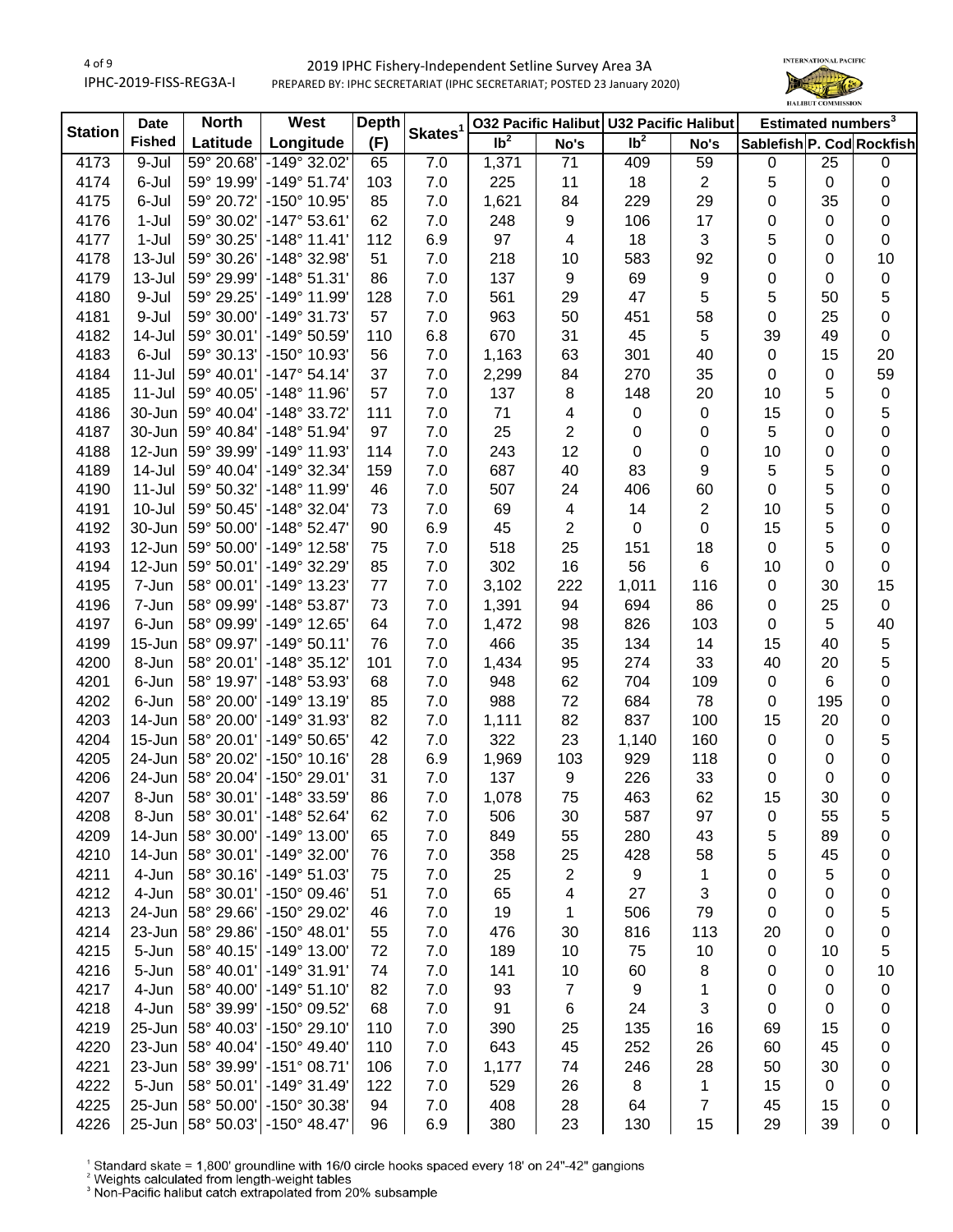# 2019 IPHC Fishery-Independent Setline Survey Area 3A

PREPARED BY: IPHC SECRETARIAT (IPHC SECRETARIAT; POSTED 23 January 2020)

| Station | Date Fished | North Latitude | West Longitude | Depth (F) | Skates[1] | O32 Pacific Halibut | | U32 Pacific Halibut | | Estimated numbers[3] | | |
|---|---|---|---|---|---|---|---|---|---|---|---|---|
| | | | | | | lb[2] | No's | lb[2] | No's | Sablefish | P. Cod | Rockfish |
| 4173 | 9-Jul | 59° 20.68' | -149° 32.02' | 65 | 7.0 | 1,371 | 71 | 409 | 59 | 0 | 25 | 0 |
| 4174 | 6-Jul | 59° 19.99' | -149° 51.74' | 103 | 7.0 | 225 | 11 | 18 | 2 | 5 | 0 | 0 |
| 4175 | 6-Jul | 59° 20.72' | -150° 10.95' | 85 | 7.0 | 1,621 | 84 | 229 | 29 | 0 | 35 | 0 |
| 4176 | 1-Jul | 59° 30.02' | -147° 53.61' | 62 | 7.0 | 248 | 9 | 106 | 17 | 0 | 0 | 0 |
| 4177 | 1-Jul | 59° 30.25' | -148° 11.41' | 112 | 6.9 | 97 | 4 | 18 | 3 | 5 | 0 | 0 |
| 4178 | 13-Jul | 59° 30.26' | -148° 32.98' | 51 | 7.0 | 218 | 10 | 583 | 92 | 0 | 0 | 10 |
| 4179 | 13-Jul | 59° 29.99' | -148° 51.31' | 86 | 7.0 | 137 | 9 | 69 | 9 | 0 | 0 | 0 |
| 4180 | 9-Jul | 59° 29.25' | -149° 11.99' | 128 | 7.0 | 561 | 29 | 47 | 5 | 5 | 50 | 5 |
| 4181 | 9-Jul | 59° 30.00' | -149° 31.73' | 57 | 7.0 | 963 | 50 | 451 | 58 | 0 | 25 | 0 |
| 4182 | 14-Jul | 59° 30.01' | -149° 50.59' | 110 | 6.8 | 670 | 31 | 45 | 5 | 39 | 49 | 0 |
| 4183 | 6-Jul | 59° 30.13' | -150° 10.93' | 56 | 7.0 | 1,163 | 63 | 301 | 40 | 0 | 15 | 20 |
| 4184 | 11-Jul | 59° 40.01' | -147° 54.14' | 37 | 7.0 | 2,299 | 84 | 270 | 35 | 0 | 0 | 59 |
| 4185 | 11-Jul | 59° 40.05' | -148° 11.96' | 57 | 7.0 | 137 | 8 | 148 | 20 | 10 | 5 | 0 |
| 4186 | 30-Jun | 59° 40.04' | -148° 33.72' | 111 | 7.0 | 71 | 4 | 0 | 0 | 15 | 0 | 5 |
| 4187 | 30-Jun | 59° 40.84' | -148° 51.94' | 97 | 7.0 | 25 | 2 | 0 | 0 | 5 | 0 | 0 |
| 4188 | 12-Jun | 59° 39.99' | -149° 11.93' | 114 | 7.0 | 243 | 12 | 0 | 0 | 10 | 0 | 0 |
| 4189 | 14-Jul | 59° 40.04' | -149° 32.34' | 159 | 7.0 | 687 | 40 | 83 | 9 | 5 | 5 | 0 |
| 4190 | 11-Jul | 59° 50.32' | -148° 11.99' | 46 | 7.0 | 507 | 24 | 406 | 60 | 0 | 5 | 0 |
| 4191 | 10-Jul | 59° 50.45' | -148° 32.04' | 73 | 7.0 | 69 | 4 | 14 | 2 | 10 | 5 | 0 |
| 4192 | 30-Jun | 59° 50.00' | -148° 52.47' | 90 | 6.9 | 45 | 2 | 0 | 0 | 15 | 5 | 0 |
| 4193 | 12-Jun | 59° 50.00' | -149° 12.58' | 75 | 7.0 | 518 | 25 | 151 | 18 | 0 | 5 | 0 |
| 4194 | 12-Jun | 59° 50.01' | -149° 32.29' | 85 | 7.0 | 302 | 16 | 56 | 6 | 10 | 0 | 0 |
| 4195 | 7-Jun | 58° 00.01' | -149° 13.23' | 77 | 7.0 | 3,102 | 222 | 1,011 | 116 | 0 | 30 | 15 |
| 4196 | 7-Jun | 58° 09.99' | -149° 53.87' | 73 | 7.0 | 1,391 | 94 | 694 | 86 | 0 | 25 | 0 |
| 4197 | 6-Jun | 58° 09.99' | -149° 12.65' | 64 | 7.0 | 1,472 | 98 | 826 | 103 | 0 | 5 | 40 |
| 4199 | 15-Jun | 58° 09.97' | -149° 50.11' | 76 | 7.0 | 466 | 35 | 134 | 14 | 15 | 40 | 5 |
| 4200 | 8-Jun | 58° 20.01' | -148° 35.12' | 101 | 7.0 | 1,434 | 95 | 274 | 33 | 40 | 20 | 5 |
| 4201 | 6-Jun | 58° 19.97' | -148° 53.93' | 68 | 7.0 | 948 | 62 | 704 | 109 | 0 | 6 | 0 |
| 4202 | 6-Jun | 58° 20.00' | -149° 13.19' | 85 | 7.0 | 988 | 72 | 684 | 78 | 0 | 195 | 0 |
| 4203 | 14-Jun | 58° 20.00' | -149° 31.93' | 82 | 7.0 | 1,111 | 82 | 837 | 100 | 15 | 20 | 0 |
| 4204 | 15-Jun | 58° 20.01' | -149° 50.65' | 42 | 7.0 | 322 | 23 | 1,140 | 160 | 0 | 0 | 5 |
| 4205 | 24-Jun | 58° 20.02' | -150° 10.16' | 28 | 6.9 | 1,969 | 103 | 929 | 118 | 0 | 0 | 0 |
| 4206 | 24-Jun | 58° 20.04' | -150° 29.01' | 31 | 7.0 | 137 | 9 | 226 | 33 | 0 | 0 | 0 |
| 4207 | 8-Jun | 58° 30.01' | -148° 33.59' | 86 | 7.0 | 1,078 | 75 | 463 | 62 | 15 | 30 | 0 |
| 4208 | 8-Jun | 58° 30.01' | -148° 52.64' | 62 | 7.0 | 506 | 30 | 587 | 97 | 0 | 55 | 5 |
| 4209 | 14-Jun | 58° 30.00' | -149° 13.00' | 65 | 7.0 | 849 | 55 | 280 | 43 | 5 | 89 | 0 |
| 4210 | 14-Jun | 58° 30.01' | -149° 32.00' | 76 | 7.0 | 358 | 25 | 428 | 58 | 5 | 45 | 0 |
| 4211 | 4-Jun | 58° 30.16' | -149° 51.03' | 75 | 7.0 | 25 | 2 | 9 | 1 | 0 | 5 | 0 |
| 4212 | 4-Jun | 58° 30.01' | -150° 09.46' | 51 | 7.0 | 65 | 4 | 27 | 3 | 0 | 0 | 0 |
| 4213 | 24-Jun | 58° 29.66' | -150° 29.02' | 46 | 7.0 | 19 | 1 | 506 | 79 | 0 | 0 | 5 |
| 4214 | 23-Jun | 58° 29.86' | -150° 48.01' | 55 | 7.0 | 476 | 30 | 816 | 113 | 20 | 0 | 0 |
| 4215 | 5-Jun | 58° 40.15' | -149° 13.00' | 72 | 7.0 | 189 | 10 | 75 | 10 | 0 | 10 | 5 |
| 4216 | 5-Jun | 58° 40.01' | -149° 31.91' | 74 | 7.0 | 141 | 10 | 60 | 8 | 0 | 0 | 10 |
| 4217 | 4-Jun | 58° 40.00' | -149° 51.10' | 82 | 7.0 | 93 | 7 | 9 | 1 | 0 | 0 | 0 |
| 4218 | 4-Jun | 58° 39.99' | -150° 09.52' | 68 | 7.0 | 91 | 6 | 24 | 3 | 0 | 0 | 0 |
| 4219 | 25-Jun | 58° 40.03' | -150° 29.10' | 110 | 7.0 | 390 | 25 | 135 | 16 | 69 | 15 | 0 |
| 4220 | 23-Jun | 58° 40.04' | -150° 49.40' | 110 | 7.0 | 643 | 45 | 252 | 26 | 60 | 45 | 0 |
| 4221 | 23-Jun | 58° 39.99' | -151° 08.71' | 106 | 7.0 | 1,177 | 74 | 246 | 28 | 50 | 30 | 0 |
| 4222 | 5-Jun | 58° 50.01' | -149° 31.49' | 122 | 7.0 | 529 | 26 | 8 | 1 | 15 | 0 | 0 |
| 4225 | 25-Jun | 58° 50.00' | -150° 30.38' | 94 | 7.0 | 408 | 28 | 64 | 7 | 45 | 15 | 0 |
| 4226 | 25-Jun | 58° 50.03' | -150° 48.47' | 96 | 6.9 | 380 | 23 | 130 | 15 | 29 | 39 | 0 |

[1] Standard skate = 1,800' groundline with 16/0 circle hooks spaced every 18' on 24"-42" gangions
[2] Weights calculated from length-weight tables
[3] Non-Pacific halibut catch extrapolated from 20% subsample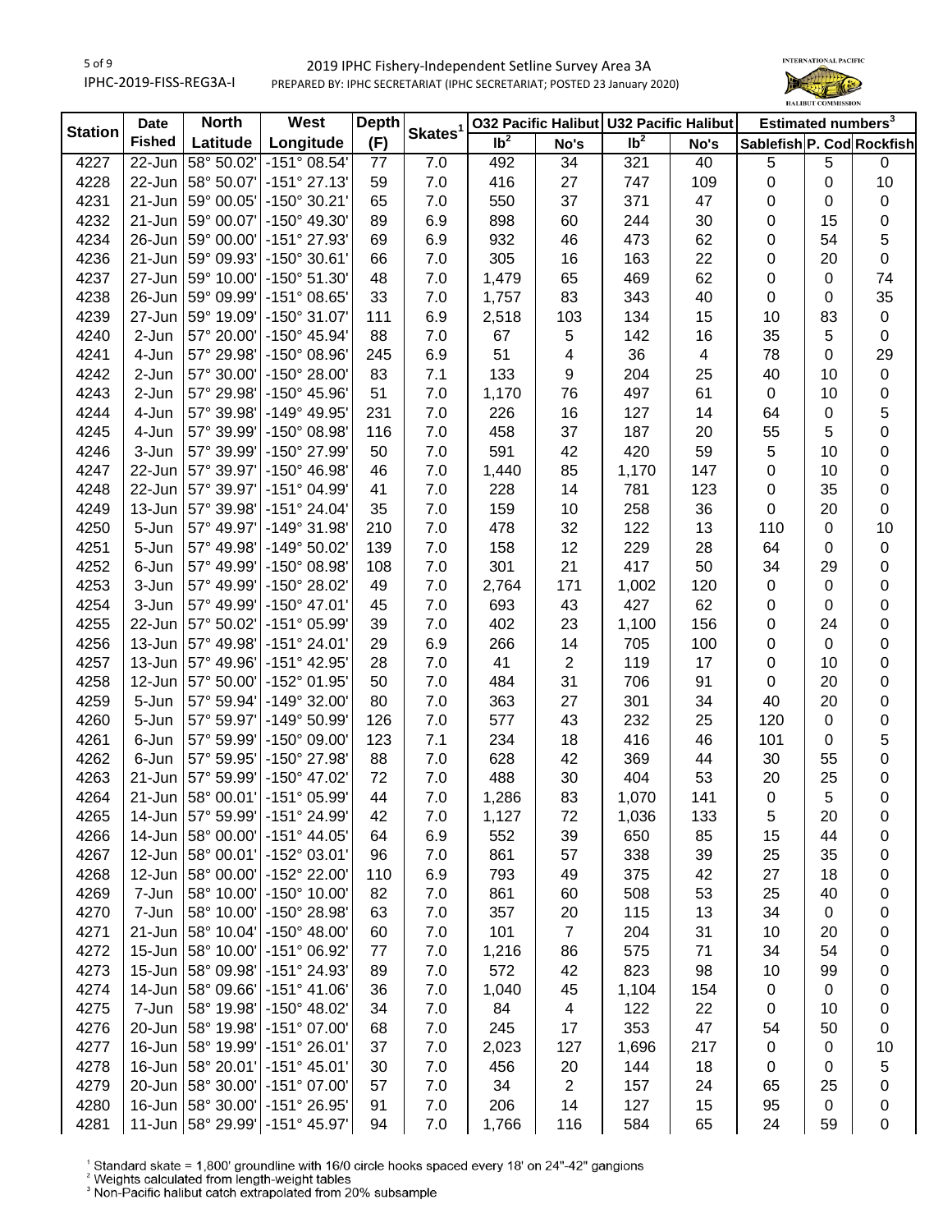## 2019 IPHC Fishery-Independent Setline Survey Area 3A

PREPARED BY: IPHC SECRETARIAT (IPHC SECRETARIAT; POSTED 23 January 2020)

IPHC-2019-FISS-REG3A-I

| Station | Date Fished | North Latitude | West Longitude | Depth (F) | Skates[1] | O32 Pacific Halibut | | U32 Pacific Halibut | | Estimated numbers[3] | | |
|---|---|---|---|---|---|---|---|---|---|---|---|---|
| | | | | | | lb[2] | No's | lb[2] | No's | Sablefish | P. Cod | Rockfish |
| 4227 | 22-Jun | 58° 50.02' | -151° 08.54' | 77 | 7.0 | 492 | 34 | 321 | 40 | 5 | 5 | 0 |
| 4228 | 22-Jun | 58° 50.07' | -151° 27.13' | 59 | 7.0 | 416 | 27 | 747 | 109 | 0 | 0 | 10 |
| 4231 | 21-Jun | 59° 00.05' | -150° 30.21' | 65 | 7.0 | 550 | 37 | 371 | 47 | 0 | 0 | 0 |
| 4232 | 21-Jun | 59° 00.07' | -150° 49.30' | 89 | 6.9 | 898 | 60 | 244 | 30 | 0 | 15 | 0 |
| 4234 | 26-Jun | 59° 00.00' | -151° 27.93' | 69 | 6.9 | 932 | 46 | 473 | 62 | 0 | 54 | 5 |
| 4236 | 21-Jun | 59° 09.93' | -150° 30.61' | 66 | 7.0 | 305 | 16 | 163 | 22 | 0 | 20 | 0 |
| 4237 | 27-Jun | 59° 10.00' | -150° 51.30' | 48 | 7.0 | 1,479 | 65 | 469 | 62 | 0 | 0 | 74 |
| 4238 | 26-Jun | 59° 09.99' | -151° 08.65' | 33 | 7.0 | 1,757 | 83 | 343 | 40 | 0 | 0 | 35 |
| 4239 | 27-Jun | 59° 19.09' | -150° 31.07' | 111 | 6.9 | 2,518 | 103 | 134 | 15 | 10 | 83 | 0 |
| 4240 | 2-Jun | 57° 20.00' | -150° 45.94' | 88 | 7.0 | 67 | 5 | 142 | 16 | 35 | 5 | 0 |
| 4241 | 4-Jun | 57° 29.98' | -150° 08.96' | 245 | 6.9 | 51 | 4 | 36 | 4 | 78 | 0 | 29 |
| 4242 | 2-Jun | 57° 30.00' | -150° 28.00' | 83 | 7.1 | 133 | 9 | 204 | 25 | 40 | 10 | 0 |
| 4243 | 2-Jun | 57° 29.98' | -150° 45.96' | 51 | 7.0 | 1,170 | 76 | 497 | 61 | 0 | 10 | 0 |
| 4244 | 4-Jun | 57° 39.98' | -149° 49.95' | 231 | 7.0 | 226 | 16 | 127 | 14 | 64 | 0 | 5 |
| 4245 | 4-Jun | 57° 39.99' | -150° 08.98' | 116 | 7.0 | 458 | 37 | 187 | 20 | 55 | 5 | 0 |
| 4246 | 3-Jun | 57° 39.99' | -150° 27.99' | 50 | 7.0 | 591 | 42 | 420 | 59 | 5 | 10 | 0 |
| 4247 | 22-Jun | 57° 39.97' | -150° 46.98' | 46 | 7.0 | 1,440 | 85 | 1,170 | 147 | 0 | 10 | 0 |
| 4248 | 22-Jun | 57° 39.97' | -151° 04.99' | 41 | 7.0 | 228 | 14 | 781 | 123 | 0 | 35 | 0 |
| 4249 | 13-Jun | 57° 39.98' | -151° 24.04' | 35 | 7.0 | 159 | 10 | 258 | 36 | 0 | 20 | 0 |
| 4250 | 5-Jun | 57° 49.97' | -149° 31.98' | 210 | 7.0 | 478 | 32 | 122 | 13 | 110 | 0 | 10 |
| 4251 | 5-Jun | 57° 49.98' | -149° 50.02' | 139 | 7.0 | 158 | 12 | 229 | 28 | 64 | 0 | 0 |
| 4252 | 6-Jun | 57° 49.99' | -150° 08.98' | 108 | 7.0 | 301 | 21 | 417 | 50 | 34 | 29 | 0 |
| 4253 | 3-Jun | 57° 49.99' | -150° 28.02' | 49 | 7.0 | 2,764 | 171 | 1,002 | 120 | 0 | 0 | 0 |
| 4254 | 3-Jun | 57° 49.99' | -150° 47.01' | 45 | 7.0 | 693 | 43 | 427 | 62 | 0 | 0 | 0 |
| 4255 | 22-Jun | 57° 50.02' | -151° 05.99' | 39 | 7.0 | 402 | 23 | 1,100 | 156 | 0 | 24 | 0 |
| 4256 | 13-Jun | 57° 49.98' | -151° 24.01' | 29 | 6.9 | 266 | 14 | 705 | 100 | 0 | 0 | 0 |
| 4257 | 13-Jun | 57° 49.96' | -151° 42.95' | 28 | 7.0 | 41 | 2 | 119 | 17 | 0 | 10 | 0 |
| 4258 | 12-Jun | 57° 50.00' | -152° 01.95' | 50 | 7.0 | 484 | 31 | 706 | 91 | 0 | 20 | 0 |
| 4259 | 5-Jun | 57° 59.94' | -149° 32.00' | 80 | 7.0 | 363 | 27 | 301 | 34 | 40 | 20 | 0 |
| 4260 | 5-Jun | 57° 59.97' | -149° 50.99' | 126 | 7.0 | 577 | 43 | 232 | 25 | 120 | 0 | 0 |
| 4261 | 6-Jun | 57° 59.99' | -150° 09.00' | 123 | 7.1 | 234 | 18 | 416 | 46 | 101 | 0 | 5 |
| 4262 | 6-Jun | 57° 59.95' | -150° 27.98' | 88 | 7.0 | 628 | 42 | 369 | 44 | 30 | 55 | 0 |
| 4263 | 21-Jun | 57° 59.99' | -150° 47.02' | 72 | 7.0 | 488 | 30 | 404 | 53 | 20 | 25 | 0 |
| 4264 | 21-Jun | 58° 00.01' | -151° 05.99' | 44 | 7.0 | 1,286 | 83 | 1,070 | 141 | 0 | 5 | 0 |
| 4265 | 14-Jun | 57° 59.99' | -151° 24.99' | 42 | 7.0 | 1,127 | 72 | 1,036 | 133 | 5 | 20 | 0 |
| 4266 | 14-Jun | 58° 00.00' | -151° 44.05' | 64 | 6.9 | 552 | 39 | 650 | 85 | 15 | 44 | 0 |
| 4267 | 12-Jun | 58° 00.01' | -152° 03.01' | 96 | 7.0 | 861 | 57 | 338 | 39 | 25 | 35 | 0 |
| 4268 | 12-Jun | 58° 00.00' | -152° 22.00' | 110 | 6.9 | 793 | 49 | 375 | 42 | 27 | 18 | 0 |
| 4269 | 7-Jun | 58° 10.00' | -150° 10.00' | 82 | 7.0 | 861 | 60 | 508 | 53 | 25 | 40 | 0 |
| 4270 | 7-Jun | 58° 10.00' | -150° 28.98' | 63 | 7.0 | 357 | 20 | 115 | 13 | 34 | 0 | 0 |
| 4271 | 21-Jun | 58° 10.04' | -150° 48.00' | 60 | 7.0 | 101 | 7 | 204 | 31 | 10 | 20 | 0 |
| 4272 | 15-Jun | 58° 10.00' | -151° 06.92' | 77 | 7.0 | 1,216 | 86 | 575 | 71 | 34 | 54 | 0 |
| 4273 | 15-Jun | 58° 09.98' | -151° 24.93' | 89 | 7.0 | 572 | 42 | 823 | 98 | 10 | 99 | 0 |
| 4274 | 14-Jun | 58° 09.66' | -151° 41.06' | 36 | 7.0 | 1,040 | 45 | 1,104 | 154 | 0 | 0 | 0 |
| 4275 | 7-Jun | 58° 19.98' | -150° 48.02' | 34 | 7.0 | 84 | 4 | 122 | 22 | 0 | 10 | 0 |
| 4276 | 20-Jun | 58° 19.98' | -151° 07.00' | 68 | 7.0 | 245 | 17 | 353 | 47 | 54 | 50 | 0 |
| 4277 | 16-Jun | 58° 19.99' | -151° 26.01' | 37 | 7.0 | 2,023 | 127 | 1,696 | 217 | 0 | 0 | 10 |
| 4278 | 16-Jun | 58° 20.01' | -151° 45.01' | 30 | 7.0 | 456 | 20 | 144 | 18 | 0 | 0 | 5 |
| 4279 | 20-Jun | 58° 30.00' | -151° 07.00' | 57 | 7.0 | 34 | 2 | 157 | 24 | 65 | 25 | 0 |
| 4280 | 16-Jun | 58° 30.00' | -151° 26.95' | 91 | 7.0 | 206 | 14 | 127 | 15 | 95 | 0 | 0 |
| 4281 | 11-Jun | 58° 29.99' | -151° 45.97' | 94 | 7.0 | 1,766 | 116 | 584 | 65 | 24 | 59 | 0 |

[1] Standard skate = 1,800' groundline with 16/0 circle hooks spaced every 18' on 24"-42" gangions
[2] Weights calculated from length-weight tables
[3] Non-Pacific halibut catch extrapolated from 20% subsample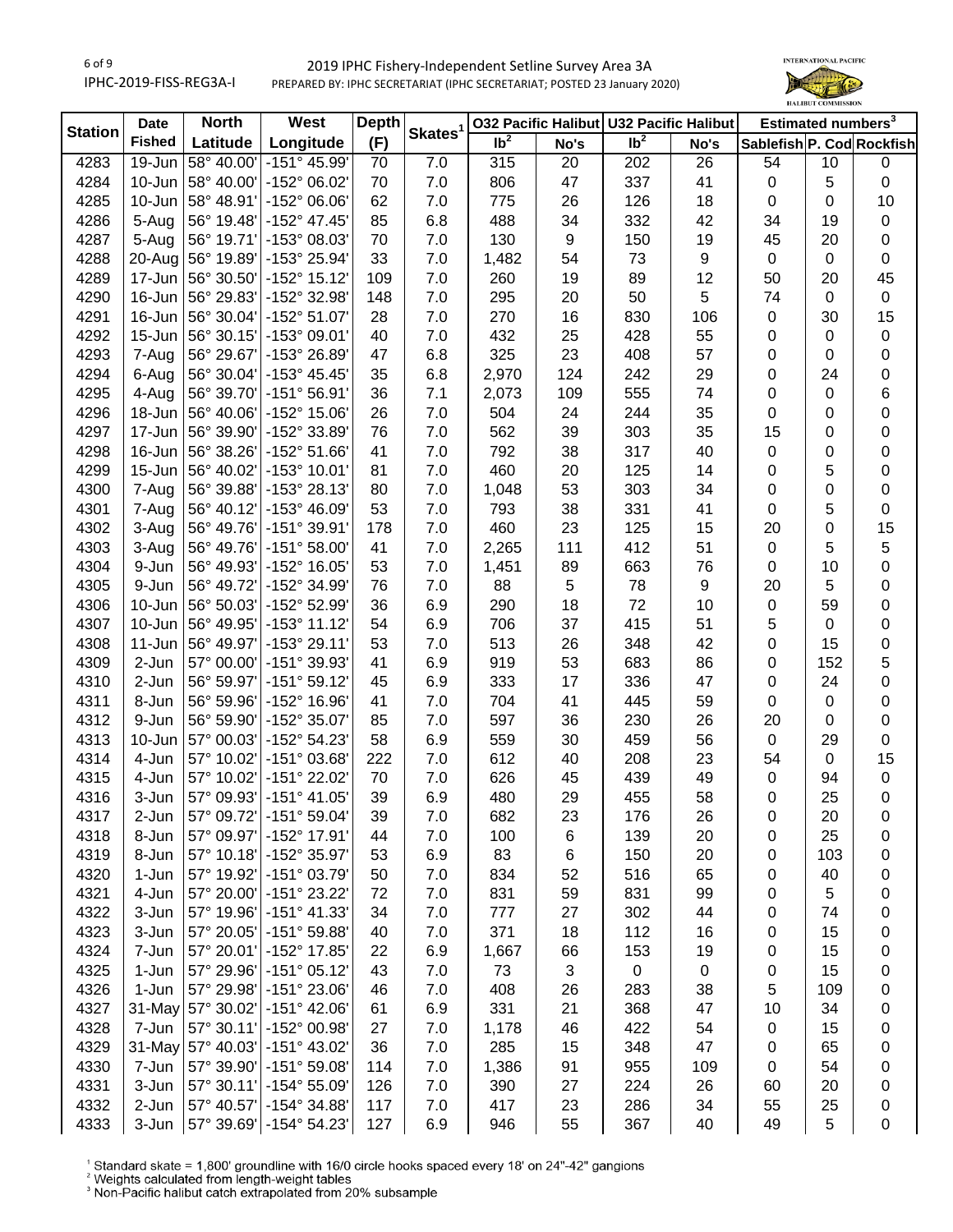| Station | Date Fished | North Latitude | West Longitude | Depth (F) | Skates[1] | O32 Pacific Halibut | | U32 Pacific Halibut | | Estimated numbers[3] | | |
|---|---|---|---|---|---|---|---|---|---|---|---|---|
| | | | | | | lb[2] | No's | lb[2] | No's | Sablefish | P. Cod | Rockfish |
| 4283 | 19-Jun | 58° 40.00' | -151° 45.99' | 70 | 7.0 | 315 | 20 | 202 | 26 | 54 | 10 | 0 |
| 4284 | 10-Jun | 58° 40.00' | -152° 06.02' | 70 | 7.0 | 806 | 47 | 337 | 41 | 0 | 5 | 0 |
| 4285 | 10-Jun | 58° 48.91' | -152° 06.06' | 62 | 7.0 | 775 | 26 | 126 | 18 | 0 | 0 | 10 |
| 4286 | 5-Aug | 56° 19.48' | -152° 47.45' | 85 | 6.8 | 488 | 34 | 332 | 42 | 34 | 19 | 0 |
| 4287 | 5-Aug | 56° 19.71' | -153° 08.03' | 70 | 7.0 | 130 | 9 | 150 | 19 | 45 | 20 | 0 |
| 4288 | 20-Aug | 56° 19.89' | -153° 25.94' | 33 | 7.0 | 1,482 | 54 | 73 | 9 | 0 | 0 | 0 |
| 4289 | 17-Jun | 56° 30.50' | -152° 15.12' | 109 | 7.0 | 260 | 19 | 89 | 12 | 50 | 20 | 45 |
| 4290 | 16-Jun | 56° 29.83' | -152° 32.98' | 148 | 7.0 | 295 | 20 | 50 | 5 | 74 | 0 | 0 |
| 4291 | 16-Jun | 56° 30.04' | -152° 51.07' | 28 | 7.0 | 270 | 16 | 830 | 106 | 0 | 30 | 15 |
| 4292 | 15-Jun | 56° 30.15' | -153° 09.01' | 40 | 7.0 | 432 | 25 | 428 | 55 | 0 | 0 | 0 |
| 4293 | 7-Aug | 56° 29.67' | -153° 26.89' | 47 | 6.8 | 325 | 23 | 408 | 57 | 0 | 0 | 0 |
| 4294 | 6-Aug | 56° 30.04' | -153° 45.45' | 35 | 6.8 | 2,970 | 124 | 242 | 29 | 0 | 24 | 0 |
| 4295 | 4-Aug | 56° 39.70' | -151° 56.91' | 36 | 7.1 | 2,073 | 109 | 555 | 74 | 0 | 0 | 6 |
| 4296 | 18-Jun | 56° 40.06' | -152° 15.06' | 26 | 7.0 | 504 | 24 | 244 | 35 | 0 | 0 | 0 |
| 4297 | 17-Jun | 56° 39.90' | -152° 33.89' | 76 | 7.0 | 562 | 39 | 303 | 35 | 15 | 0 | 0 |
| 4298 | 16-Jun | 56° 38.26' | -152° 51.66' | 41 | 7.0 | 792 | 38 | 317 | 40 | 0 | 0 | 0 |
| 4299 | 15-Jun | 56° 40.02' | -153° 10.01' | 81 | 7.0 | 460 | 20 | 125 | 14 | 0 | 5 | 0 |
| 4300 | 7-Aug | 56° 39.88' | -153° 28.13' | 80 | 7.0 | 1,048 | 53 | 303 | 34 | 0 | 0 | 0 |
| 4301 | 7-Aug | 56° 40.12' | -153° 46.09' | 53 | 7.0 | 793 | 38 | 331 | 41 | 0 | 5 | 0 |
| 4302 | 3-Aug | 56° 49.76' | -151° 39.91' | 178 | 7.0 | 460 | 23 | 125 | 15 | 20 | 0 | 15 |
| 4303 | 3-Aug | 56° 49.76' | -151° 58.00' | 41 | 7.0 | 2,265 | 111 | 412 | 51 | 0 | 5 | 5 |
| 4304 | 9-Jun | 56° 49.93' | -152° 16.05' | 53 | 7.0 | 1,451 | 89 | 663 | 76 | 0 | 10 | 0 |
| 4305 | 9-Jun | 56° 49.72' | -152° 34.99' | 76 | 7.0 | 88 | 5 | 78 | 9 | 20 | 5 | 0 |
| 4306 | 10-Jun | 56° 50.03' | -152° 52.99' | 36 | 6.9 | 290 | 18 | 72 | 10 | 0 | 59 | 0 |
| 4307 | 10-Jun | 56° 49.95' | -153° 11.12' | 54 | 6.9 | 706 | 37 | 415 | 51 | 5 | 0 | 0 |
| 4308 | 11-Jun | 56° 49.97' | -153° 29.11' | 53 | 7.0 | 513 | 26 | 348 | 42 | 0 | 15 | 0 |
| 4309 | 2-Jun | 57° 00.00' | -151° 39.93' | 41 | 6.9 | 919 | 53 | 683 | 86 | 0 | 152 | 5 |
| 4310 | 2-Jun | 56° 59.97' | -151° 59.12' | 45 | 6.9 | 333 | 17 | 336 | 47 | 0 | 24 | 0 |
| 4311 | 8-Jun | 56° 59.96' | -152° 16.96' | 41 | 7.0 | 704 | 41 | 445 | 59 | 0 | 0 | 0 |
| 4312 | 9-Jun | 56° 59.90' | -152° 35.07' | 85 | 7.0 | 597 | 36 | 230 | 26 | 20 | 0 | 0 |
| 4313 | 10-Jun | 57° 00.03' | -152° 54.23' | 58 | 6.9 | 559 | 30 | 459 | 56 | 0 | 29 | 0 |
| 4314 | 4-Jun | 57° 10.02' | -151° 03.68' | 222 | 7.0 | 612 | 40 | 208 | 23 | 54 | 0 | 15 |
| 4315 | 4-Jun | 57° 10.02' | -151° 22.02' | 70 | 7.0 | 626 | 45 | 439 | 49 | 0 | 94 | 0 |
| 4316 | 3-Jun | 57° 09.93' | -151° 41.05' | 39 | 6.9 | 480 | 29 | 455 | 58 | 0 | 25 | 0 |
| 4317 | 2-Jun | 57° 09.72' | -151° 59.04' | 39 | 7.0 | 682 | 23 | 176 | 26 | 0 | 20 | 0 |
| 4318 | 8-Jun | 57° 09.97' | -152° 17.91' | 44 | 7.0 | 100 | 6 | 139 | 20 | 0 | 25 | 0 |
| 4319 | 8-Jun | 57° 10.18' | -152° 35.97' | 53 | 6.9 | 83 | 6 | 150 | 20 | 0 | 103 | 0 |
| 4320 | 1-Jun | 57° 19.92' | -151° 03.79' | 50 | 7.0 | 834 | 52 | 516 | 65 | 0 | 40 | 0 |
| 4321 | 4-Jun | 57° 20.00' | -151° 23.22' | 72 | 7.0 | 831 | 59 | 831 | 99 | 0 | 5 | 0 |
| 4322 | 3-Jun | 57° 19.96' | -151° 41.33' | 34 | 7.0 | 777 | 27 | 302 | 44 | 0 | 74 | 0 |
| 4323 | 3-Jun | 57° 20.05' | -151° 59.88' | 40 | 7.0 | 371 | 18 | 112 | 16 | 0 | 15 | 0 |
| 4324 | 7-Jun | 57° 20.01' | -152° 17.85' | 22 | 6.9 | 1,667 | 66 | 153 | 19 | 0 | 15 | 0 |
| 4325 | 1-Jun | 57° 29.96' | -151° 05.12' | 43 | 7.0 | 73 | 3 | 0 | 0 | 0 | 15 | 0 |
| 4326 | 1-Jun | 57° 29.98' | -151° 23.06' | 46 | 7.0 | 408 | 26 | 283 | 38 | 5 | 109 | 0 |
| 4327 | 31-May | 57° 30.02' | -151° 42.06' | 61 | 6.9 | 331 | 21 | 368 | 47 | 10 | 34 | 0 |
| 4328 | 7-Jun | 57° 30.11' | -152° 00.98' | 27 | 7.0 | 1,178 | 46 | 422 | 54 | 0 | 15 | 0 |
| 4329 | 31-May | 57° 40.03' | -151° 43.02' | 36 | 7.0 | 285 | 15 | 348 | 47 | 0 | 65 | 0 |
| 4330 | 7-Jun | 57° 39.90' | -151° 59.08' | 114 | 7.0 | 1,386 | 91 | 955 | 109 | 0 | 54 | 0 |
| 4331 | 3-Jun | 57° 30.11' | -154° 55.09' | 126 | 7.0 | 390 | 27 | 224 | 26 | 60 | 20 | 0 |
| 4332 | 2-Jun | 57° 40.57' | -154° 34.88' | 117 | 7.0 | 417 | 23 | 286 | 34 | 55 | 25 | 0 |
| 4333 | 3-Jun | 57° 39.69' | -154° 54.23' | 127 | 6.9 | 946 | 55 | 367 | 40 | 49 | 5 | 0 |

[1] Standard skate = 1,800' groundline with 16/0 circle hooks spaced every 18' on 24"-42" gangions
[2] Weights calculated from length-weight tables
[3] Non-Pacific halibut catch extrapolated from 20% subsample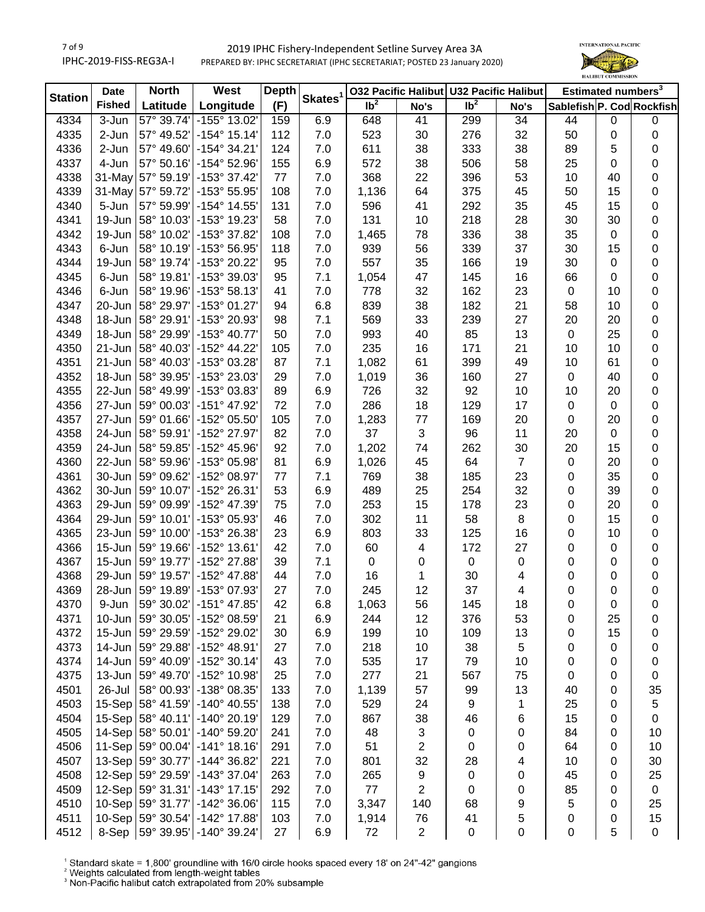| Station | Date Fished | North Latitude | West Longitude | Depth (F) | Skates[1] | O32 Pacific Halibut | | U32 Pacific Halibut | | Estimated numbers[3] | | |
|---|---|---|---|---|---|---|---|---|---|---|---|---|
| | | | | | | lb[2] | No's | lb[2] | No's | Sablefish | P. Cod | Rockfish |
| 4334 | 3-Jun | 57° 39.74' | -155° 13.02' | 159 | 6.9 | 648 | 41 | 299 | 34 | 44 | 0 | 0 |
| 4335 | 2-Jun | 57° 49.52' | -154° 15.14' | 112 | 7.0 | 523 | 30 | 276 | 32 | 50 | 0 | 0 |
| 4336 | 2-Jun | 57° 49.60' | -154° 34.21' | 124 | 7.0 | 611 | 38 | 333 | 38 | 89 | 5 | 0 |
| 4337 | 4-Jun | 57° 50.16' | -154° 52.96' | 155 | 6.9 | 572 | 38 | 506 | 58 | 25 | 0 | 0 |
| 4338 | 31-May | 57° 59.19' | -153° 37.42' | 77 | 7.0 | 368 | 22 | 396 | 53 | 10 | 40 | 0 |
| 4339 | 31-May | 57° 59.72' | -153° 55.95' | 108 | 7.0 | 1,136 | 64 | 375 | 45 | 50 | 15 | 0 |
| 4340 | 5-Jun | 57° 59.99' | -154° 14.55' | 131 | 7.0 | 596 | 41 | 292 | 35 | 45 | 15 | 0 |
| 4341 | 19-Jun | 58° 10.03' | -153° 19.23' | 58 | 7.0 | 131 | 10 | 218 | 28 | 30 | 30 | 0 |
| 4342 | 19-Jun | 58° 10.02' | -153° 37.82' | 108 | 7.0 | 1,465 | 78 | 336 | 38 | 35 | 0 | 0 |
| 4343 | 6-Jun | 58° 10.19' | -153° 56.95' | 118 | 7.0 | 939 | 56 | 339 | 37 | 30 | 15 | 0 |
| 4344 | 19-Jun | 58° 19.74' | -153° 20.22' | 95 | 7.0 | 557 | 35 | 166 | 19 | 30 | 0 | 0 |
| 4345 | 6-Jun | 58° 19.81' | -153° 39.03' | 95 | 7.1 | 1,054 | 47 | 145 | 16 | 66 | 0 | 0 |
| 4346 | 6-Jun | 58° 19.96' | -153° 58.13' | 41 | 7.0 | 778 | 32 | 162 | 23 | 0 | 10 | 0 |
| 4347 | 20-Jun | 58° 29.97' | -153° 01.27' | 94 | 6.8 | 839 | 38 | 182 | 21 | 58 | 10 | 0 |
| 4348 | 18-Jun | 58° 29.91' | -153° 20.93' | 98 | 7.1 | 569 | 33 | 239 | 27 | 20 | 20 | 0 |
| 4349 | 18-Jun | 58° 29.99' | -153° 40.77' | 50 | 7.0 | 993 | 40 | 85 | 13 | 0 | 25 | 0 |
| 4350 | 21-Jun | 58° 40.03' | -152° 44.22' | 105 | 7.0 | 235 | 16 | 171 | 21 | 10 | 10 | 0 |
| 4351 | 21-Jun | 58° 40.03' | -153° 03.28' | 87 | 7.1 | 1,082 | 61 | 399 | 49 | 10 | 61 | 0 |
| 4352 | 18-Jun | 58° 39.95' | -153° 23.03' | 29 | 7.0 | 1,019 | 36 | 160 | 27 | 0 | 40 | 0 |
| 4355 | 22-Jun | 58° 49.99' | -153° 03.83' | 89 | 6.9 | 726 | 32 | 92 | 10 | 10 | 20 | 0 |
| 4356 | 27-Jun | 59° 00.03' | -151° 47.92' | 72 | 7.0 | 286 | 18 | 129 | 17 | 0 | 0 | 0 |
| 4357 | 27-Jun | 59° 01.66' | -152° 05.50' | 105 | 7.0 | 1,283 | 77 | 169 | 20 | 0 | 20 | 0 |
| 4358 | 24-Jun | 58° 59.91' | -152° 27.97' | 82 | 7.0 | 37 | 3 | 96 | 11 | 20 | 0 | 0 |
| 4359 | 24-Jun | 58° 59.85' | -152° 45.96' | 92 | 7.0 | 1,202 | 74 | 262 | 30 | 20 | 15 | 0 |
| 4360 | 22-Jun | 58° 59.96' | -153° 05.98' | 81 | 6.9 | 1,026 | 45 | 64 | 7 | 0 | 20 | 0 |
| 4361 | 30-Jun | 59° 09.62' | -152° 08.97' | 77 | 7.1 | 769 | 38 | 185 | 23 | 0 | 35 | 0 |
| 4362 | 30-Jun | 59° 10.07' | -152° 26.31' | 53 | 6.9 | 489 | 25 | 254 | 32 | 0 | 39 | 0 |
| 4363 | 29-Jun | 59° 09.99' | -152° 47.39' | 75 | 7.0 | 253 | 15 | 178 | 23 | 0 | 20 | 0 |
| 4364 | 29-Jun | 59° 10.01' | -153° 05.93' | 46 | 7.0 | 302 | 11 | 58 | 8 | 0 | 15 | 0 |
| 4365 | 23-Jun | 59° 10.00' | -153° 26.38' | 23 | 6.9 | 803 | 33 | 125 | 16 | 0 | 10 | 0 |
| 4366 | 15-Jun | 59° 19.66' | -152° 13.61' | 42 | 7.0 | 60 | 4 | 172 | 27 | 0 | 0 | 0 |
| 4367 | 15-Jun | 59° 19.77' | -152° 27.88' | 39 | 7.1 | 0 | 0 | 0 | 0 | 0 | 0 | 0 |
| 4368 | 29-Jun | 59° 19.57' | -152° 47.88' | 44 | 7.0 | 16 | 1 | 30 | 4 | 0 | 0 | 0 |
| 4369 | 28-Jun | 59° 19.89' | -153° 07.93' | 27 | 7.0 | 245 | 12 | 37 | 4 | 0 | 0 | 0 |
| 4370 | 9-Jun | 59° 30.02' | -151° 47.85' | 42 | 6.8 | 1,063 | 56 | 145 | 18 | 0 | 0 | 0 |
| 4371 | 10-Jun | 59° 30.05' | -152° 08.59' | 21 | 6.9 | 244 | 12 | 376 | 53 | 0 | 25 | 0 |
| 4372 | 15-Jun | 59° 29.59' | -152° 29.02' | 30 | 6.9 | 199 | 10 | 109 | 13 | 0 | 15 | 0 |
| 4373 | 14-Jun | 59° 29.88' | -152° 48.91' | 27 | 7.0 | 218 | 10 | 38 | 5 | 0 | 0 | 0 |
| 4374 | 14-Jun | 59° 40.09' | -152° 30.14' | 43 | 7.0 | 535 | 17 | 79 | 10 | 0 | 0 | 0 |
| 4375 | 13-Jun | 59° 49.70' | -152° 10.98' | 25 | 7.0 | 277 | 21 | 567 | 75 | 0 | 0 | 0 |
| 4501 | 26-Jul | 58° 00.93' | -138° 08.35' | 133 | 7.0 | 1,139 | 57 | 99 | 13 | 40 | 0 | 35 |
| 4503 | 15-Sep | 58° 41.59' | -140° 40.55' | 138 | 7.0 | 529 | 24 | 9 | 1 | 25 | 0 | 5 |
| 4504 | 15-Sep | 58° 40.11' | -140° 20.19' | 129 | 7.0 | 867 | 38 | 46 | 6 | 15 | 0 | 0 |
| 4505 | 14-Sep | 58° 50.01' | -140° 59.20' | 241 | 7.0 | 48 | 3 | 0 | 0 | 84 | 0 | 10 |
| 4506 | 11-Sep | 59° 00.04' | -141° 18.16' | 291 | 7.0 | 51 | 2 | 0 | 0 | 64 | 0 | 10 |
| 4507 | 13-Sep | 59° 30.77' | -144° 36.82' | 221 | 7.0 | 801 | 32 | 28 | 4 | 10 | 0 | 30 |
| 4508 | 12-Sep | 59° 29.59' | -143° 37.04' | 263 | 7.0 | 265 | 9 | 0 | 0 | 45 | 0 | 25 |
| 4509 | 12-Sep | 59° 31.31' | -143° 17.15' | 292 | 7.0 | 77 | 2 | 0 | 0 | 85 | 0 | 0 |
| 4510 | 10-Sep | 59° 31.77' | -142° 36.06' | 115 | 7.0 | 3,347 | 140 | 68 | 9 | 5 | 0 | 25 |
| 4511 | 10-Sep | 59° 30.54' | -142° 17.88' | 103 | 7.0 | 1,914 | 76 | 41 | 5 | 0 | 0 | 15 |
| 4512 | 8-Sep | 59° 39.95' | -140° 39.24' | 27 | 6.9 | 72 | 2 | 0 | 0 | 0 | 5 | 0 |

[1] Standard skate = 1,800' groundline with 16/0 circle hooks spaced every 18' on 24"-42" gangions
[2] Weights calculated from length-weight tables
[3] Non-Pacific halibut catch extrapolated from 20% subsample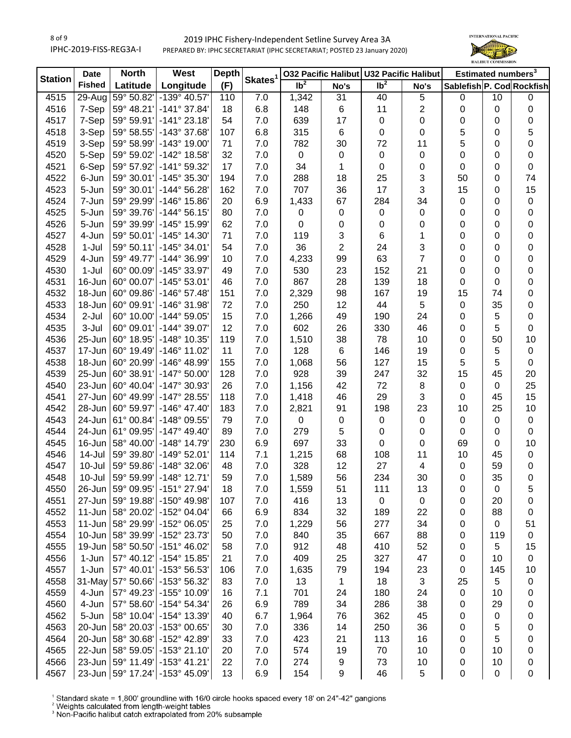| Station | Date Fished | North Latitude | West Longitude | Depth (F) | Skates[1] | O32 Pacific Halibut | | U32 Pacific Halibut | | Estimated numbers[3] | | |
|---|---|---|---|---|---|---|---|---|---|---|---|---|
| | | | | | | lb[2] | No's | lb[2] | No's | Sablefish | P. Cod | Rockfish |
| 4515 | 29-Aug | 59° 50.82' | -139° 40.57' | 110 | 7.0 | 1,342 | 31 | 40 | 5 | 0 | 10 | 0 |
| 4516 | 7-Sep | 59° 48.21' | -141° 37.84' | 18 | 6.8 | 148 | 6 | 11 | 2 | 0 | 0 | 0 |
| 4517 | 7-Sep | 59° 59.91' | -141° 23.18' | 54 | 7.0 | 639 | 17 | 0 | 0 | 0 | 0 | 0 |
| 4518 | 3-Sep | 59° 58.55' | -143° 37.68' | 107 | 6.8 | 315 | 6 | 0 | 0 | 5 | 0 | 5 |
| 4519 | 3-Sep | 59° 58.99' | -143° 19.00' | 71 | 7.0 | 782 | 30 | 72 | 11 | 5 | 0 | 0 |
| 4520 | 5-Sep | 59° 59.02' | -142° 18.58' | 32 | 7.0 | 0 | 0 | 0 | 0 | 0 | 0 | 0 |
| 4521 | 6-Sep | 59° 57.92' | -141° 59.32' | 17 | 7.0 | 34 | 1 | 0 | 0 | 0 | 0 | 0 |
| 4522 | 6-Jun | 59° 30.01' | -145° 35.30' | 194 | 7.0 | 288 | 18 | 25 | 3 | 50 | 0 | 74 |
| 4523 | 5-Jun | 59° 30.01' | -144° 56.28' | 162 | 7.0 | 707 | 36 | 17 | 3 | 15 | 0 | 15 |
| 4524 | 7-Jun | 59° 29.99' | -146° 15.86' | 20 | 6.9 | 1,433 | 67 | 284 | 34 | 0 | 0 | 0 |
| 4525 | 5-Jun | 59° 39.76' | -144° 56.15' | 80 | 7.0 | 0 | 0 | 0 | 0 | 0 | 0 | 0 |
| 4526 | 5-Jun | 59° 39.99' | -145° 15.99' | 62 | 7.0 | 0 | 0 | 0 | 0 | 0 | 0 | 0 |
| 4527 | 4-Jun | 59° 50.01' | -145° 14.30' | 71 | 7.0 | 119 | 3 | 6 | 1 | 0 | 0 | 0 |
| 4528 | 1-Jul | 59° 50.11' | -145° 34.01' | 54 | 7.0 | 36 | 2 | 24 | 3 | 0 | 0 | 0 |
| 4529 | 4-Jun | 59° 49.77' | -144° 36.99' | 10 | 7.0 | 4,233 | 99 | 63 | 7 | 0 | 0 | 0 |
| 4530 | 1-Jul | 60° 00.09' | -145° 33.97' | 49 | 7.0 | 530 | 23 | 152 | 21 | 0 | 0 | 0 |
| 4531 | 16-Jun | 60° 00.07' | -145° 53.01' | 46 | 7.0 | 867 | 28 | 139 | 18 | 0 | 0 | 0 |
| 4532 | 18-Jun | 60° 09.86' | -146° 57.48' | 151 | 7.0 | 2,329 | 98 | 167 | 19 | 15 | 74 | 0 |
| 4533 | 18-Jun | 60° 09.91' | -146° 31.98' | 72 | 7.0 | 250 | 12 | 44 | 5 | 0 | 35 | 0 |
| 4534 | 2-Jul | 60° 10.00' | -144° 59.05' | 15 | 7.0 | 1,266 | 49 | 190 | 24 | 0 | 5 | 0 |
| 4535 | 3-Jul | 60° 09.01' | -144° 39.07' | 12 | 7.0 | 602 | 26 | 330 | 46 | 0 | 5 | 0 |
| 4536 | 25-Jun | 60° 18.95' | -148° 10.35' | 119 | 7.0 | 1,510 | 38 | 78 | 10 | 0 | 50 | 10 |
| 4537 | 17-Jun | 60° 19.49' | -146° 11.02' | 11 | 7.0 | 128 | 6 | 146 | 19 | 0 | 5 | 0 |
| 4538 | 18-Jun | 60° 20.99' | -146° 48.99' | 155 | 7.0 | 1,068 | 56 | 127 | 15 | 5 | 5 | 0 |
| 4539 | 25-Jun | 60° 38.91' | -147° 50.00' | 128 | 7.0 | 928 | 39 | 247 | 32 | 15 | 45 | 20 |
| 4540 | 23-Jun | 60° 40.04' | -147° 30.93' | 26 | 7.0 | 1,156 | 42 | 72 | 8 | 0 | 0 | 25 |
| 4541 | 27-Jun | 60° 49.99' | -147° 28.55' | 118 | 7.0 | 1,418 | 46 | 29 | 3 | 0 | 45 | 15 |
| 4542 | 28-Jun | 60° 59.97' | -146° 47.40' | 183 | 7.0 | 2,821 | 91 | 198 | 23 | 10 | 25 | 10 |
| 4543 | 24-Jun | 61° 00.84' | -148° 09.55' | 79 | 7.0 | 0 | 0 | 0 | 0 | 0 | 0 | 0 |
| 4544 | 24-Jun | 61° 09.95' | -147° 49.40' | 89 | 7.0 | 279 | 5 | 0 | 0 | 0 | 0 | 0 |
| 4545 | 16-Jun | 58° 40.00' | -148° 14.79' | 230 | 6.9 | 697 | 33 | 0 | 0 | 69 | 0 | 10 |
| 4546 | 14-Jul | 59° 39.80' | -149° 52.01' | 114 | 7.1 | 1,215 | 68 | 108 | 11 | 10 | 45 | 0 |
| 4547 | 10-Jul | 59° 59.86' | -148° 32.06' | 48 | 7.0 | 328 | 12 | 27 | 4 | 0 | 59 | 0 |
| 4548 | 10-Jul | 59° 59.99' | -148° 12.71' | 59 | 7.0 | 1,589 | 56 | 234 | 30 | 0 | 35 | 0 |
| 4550 | 26-Jun | 59° 09.95' | -151° 27.94' | 18 | 7.0 | 1,559 | 51 | 111 | 13 | 0 | 0 | 5 |
| 4551 | 27-Jun | 59° 19.88' | -150° 49.98' | 107 | 7.0 | 416 | 13 | 0 | 0 | 0 | 20 | 0 |
| 4552 | 11-Jun | 58° 20.02' | -152° 04.04' | 66 | 6.9 | 834 | 32 | 189 | 22 | 0 | 88 | 0 |
| 4553 | 11-Jun | 58° 29.99' | -152° 06.05' | 25 | 7.0 | 1,229 | 56 | 277 | 34 | 0 | 0 | 51 |
| 4554 | 10-Jun | 58° 39.99' | -152° 23.73' | 50 | 7.0 | 840 | 35 | 667 | 88 | 0 | 119 | 0 |
| 4555 | 19-Jun | 58° 50.50' | -151° 46.02' | 58 | 7.0 | 912 | 48 | 410 | 52 | 0 | 5 | 15 |
| 4556 | 1-Jun | 57° 40.12' | -154° 15.85' | 21 | 7.0 | 409 | 25 | 327 | 47 | 0 | 10 | 0 |
| 4557 | 1-Jun | 57° 40.01' | -153° 56.53' | 106 | 7.0 | 1,635 | 79 | 194 | 23 | 0 | 145 | 10 |
| 4558 | 31-May | 57° 50.66' | -153° 56.32' | 83 | 7.0 | 13 | 1 | 18 | 3 | 25 | 5 | 0 |
| 4559 | 4-Jun | 57° 49.23' | -155° 10.09' | 16 | 7.1 | 701 | 24 | 180 | 24 | 0 | 10 | 0 |
| 4560 | 4-Jun | 57° 58.60' | -154° 54.34' | 26 | 6.9 | 789 | 34 | 286 | 38 | 0 | 29 | 0 |
| 4562 | 5-Jun | 58° 10.04' | -154° 13.39' | 40 | 6.7 | 1,964 | 76 | 362 | 45 | 0 | 0 | 0 |
| 4563 | 20-Jun | 58° 20.03' | -153° 00.65' | 30 | 7.0 | 336 | 14 | 250 | 36 | 0 | 5 | 0 |
| 4564 | 20-Jun | 58° 30.68' | -152° 42.89' | 33 | 7.0 | 423 | 21 | 113 | 16 | 0 | 5 | 0 |
| 4565 | 22-Jun | 58° 59.05' | -153° 21.10' | 20 | 7.0 | 574 | 19 | 70 | 10 | 0 | 10 | 0 |
| 4566 | 23-Jun | 59° 11.49' | -153° 41.21' | 22 | 7.0 | 274 | 9 | 73 | 10 | 0 | 10 | 0 |
| 4567 | 23-Jun | 59° 17.24' | -153° 45.09' | 13 | 6.9 | 154 | 9 | 46 | 5 | 0 | 0 | 0 |

[1] Standard skate = 1,800' groundline with 16/0 circle hooks spaced every 18' on 24"-42" gangions
[2] Weights calculated from length-weight tables
[3] Non-Pacific halibut catch extrapolated from 20% subsample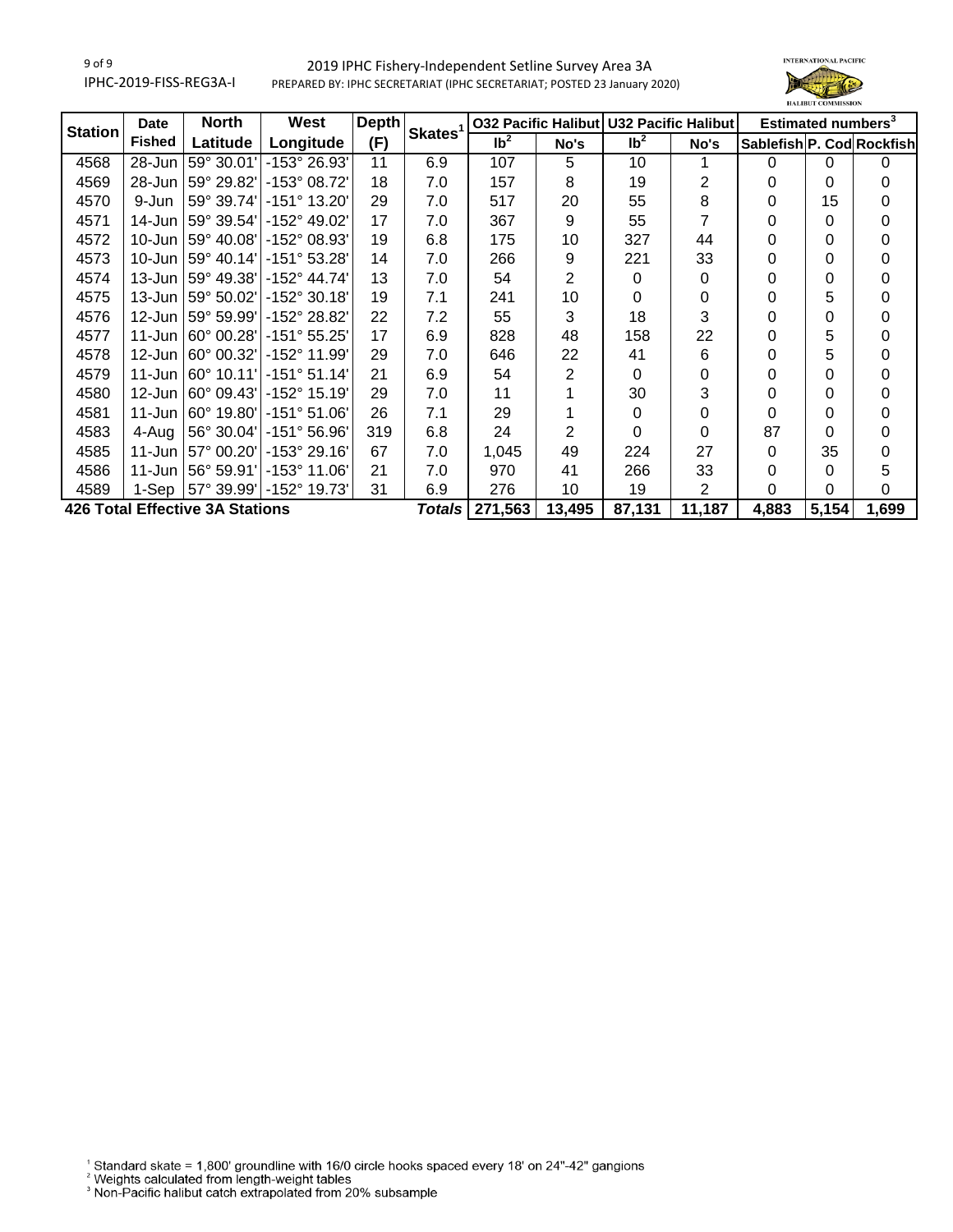| Station | Date Fished | North Latitude | West Longitude | Depth (F) | Skates[1] | O32 Pacific Halibut | | U32 Pacific Halibut | | Estimated numbers[3] | | |
|---|---|---|---|---|---|---|---|---|---|---|---|---|
| | | | | | | lb[2] | No's | lb[2] | No's | Sablefish | P. Cod | Rockfish |
| 4568 | 28-Jun | 59° 30.01' | -153° 26.93' | 11 | 6.9 | 107 | 5 | 10 | 1 | 0 | 0 | 0 |
| 4569 | 28-Jun | 59° 29.82' | -153° 08.72' | 18 | 7.0 | 157 | 8 | 19 | 2 | 0 | 0 | 0 |
| 4570 | 9-Jun | 59° 39.74' | -151° 13.20' | 29 | 7.0 | 517 | 20 | 55 | 8 | 0 | 15 | 0 |
| 4571 | 14-Jun | 59° 39.54' | -152° 49.02' | 17 | 7.0 | 367 | 9 | 55 | 7 | 0 | 0 | 0 |
| 4572 | 10-Jun | 59° 40.08' | -152° 08.93' | 19 | 6.8 | 175 | 10 | 327 | 44 | 0 | 0 | 0 |
| 4573 | 10-Jun | 59° 40.14' | -151° 53.28' | 14 | 7.0 | 266 | 9 | 221 | 33 | 0 | 0 | 0 |
| 4574 | 13-Jun | 59° 49.38' | -152° 44.74' | 13 | 7.0 | 54 | 2 | 0 | 0 | 0 | 0 | 0 |
| 4575 | 13-Jun | 59° 50.02' | -152° 30.18' | 19 | 7.1 | 241 | 10 | 0 | 0 | 0 | 5 | 0 |
| 4576 | 12-Jun | 59° 59.99' | -152° 28.82' | 22 | 7.2 | 55 | 3 | 18 | 3 | 0 | 0 | 0 |
| 4577 | 11-Jun | 60° 00.28' | -151° 55.25' | 17 | 6.9 | 828 | 48 | 158 | 22 | 0 | 5 | 0 |
| 4578 | 12-Jun | 60° 00.32' | -152° 11.99' | 29 | 7.0 | 646 | 22 | 41 | 6 | 0 | 5 | 0 |
| 4579 | 11-Jun | 60° 10.11' | -151° 51.14' | 21 | 6.9 | 54 | 2 | 0 | 0 | 0 | 0 | 0 |
| 4580 | 12-Jun | 60° 09.43' | -152° 15.19' | 29 | 7.0 | 11 | 1 | 30 | 3 | 0 | 0 | 0 |
| 4581 | 11-Jun | 60° 19.80' | -151° 51.06' | 26 | 7.1 | 29 | 1 | 0 | 0 | 0 | 0 | 0 |
| 4583 | 4-Aug | 56° 30.04' | -151° 56.96' | 319 | 6.8 | 24 | 2 | 0 | 0 | 87 | 0 | 0 |
| 4585 | 11-Jun | 57° 00.20' | -153° 29.16' | 67 | 7.0 | 1,045 | 49 | 224 | 27 | 0 | 35 | 0 |
| 4586 | 11-Jun | 56° 59.91' | -153° 11.06' | 21 | 7.0 | 970 | 41 | 266 | 33 | 0 | 0 | 5 |
| 4589 | 1-Sep | 57° 39.99' | -152° 19.73' | 31 | 6.9 | 276 | 10 | 19 | 2 | 0 | 0 | 0 |
| **426 Total Effective 3A Stations** | | | | | ***Totals*** | **271,563** | **13,495** | **87,131** | **11,187** | **4,883** | **5,154** | **1,699** |

[1] Standard skate = 1,800' groundline with 16/0 circle hooks spaced every 18' on 24"-42" gangions
[2] Weights calculated from length-weight tables
[3] Non-Pacific halibut catch extrapolated from 20% subsample